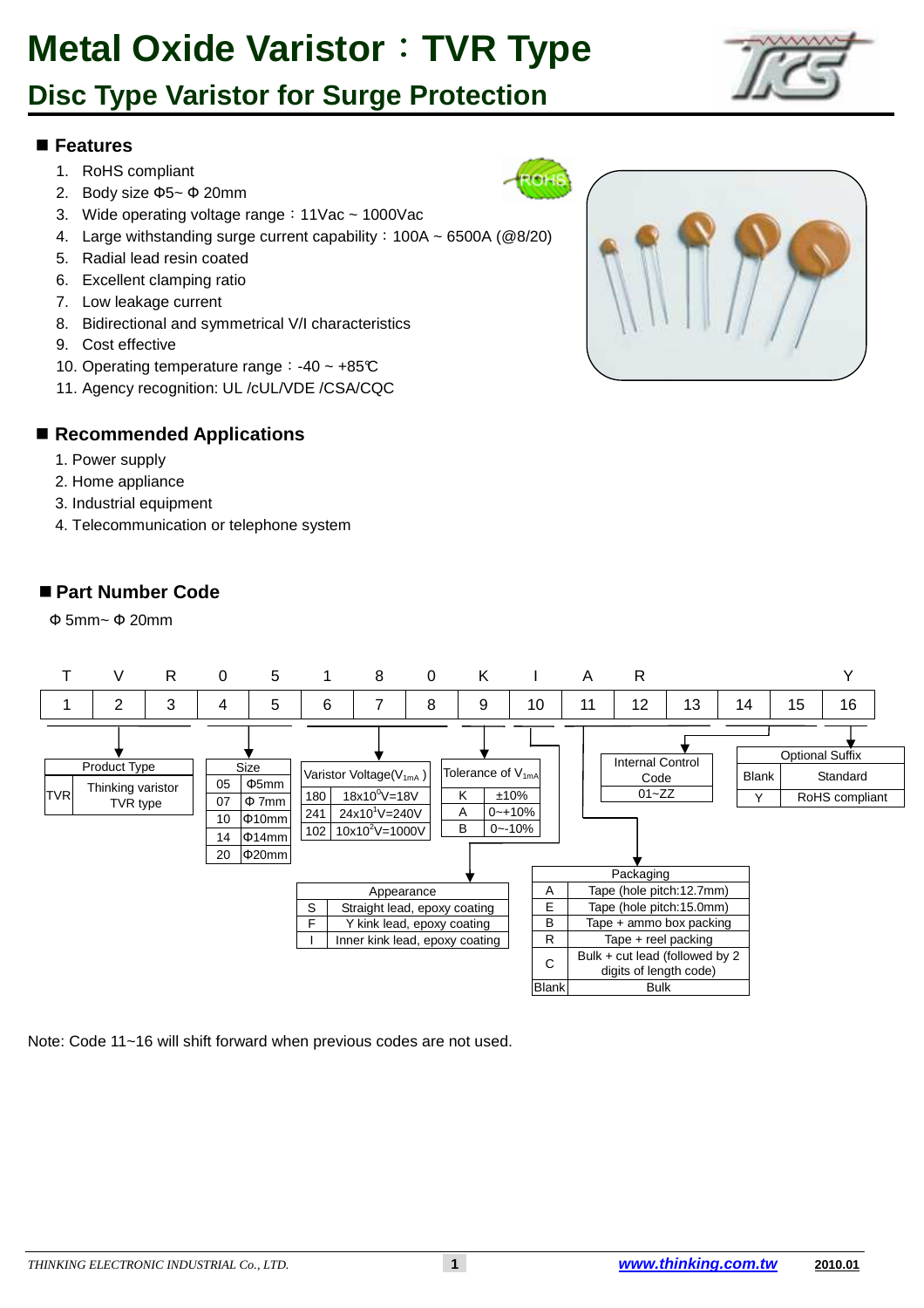# Metal Oxide Varistor：TVR Type

## Disc Type Varistor for Surge Protection

## ■ Features

1. RoHS compliant
2. Body size Φ5~ Φ 20mm
3. Wide operating voltage range：11Vac ~ 1000Vac
4. Large withstanding surge current capability：100A ~ 6500A (@8/20)
5. Radial lead resin coated
6. Excellent clamping ratio
7. Low leakage current
8. Bidirectional and symmetrical V/I characteristics
9. Cost effective
10. Operating temperature range：-40 ~ +85℃
11. Agency recognition: UL /cUL/VDE /CSA/CQC

## ■ Recommended Applications

1. Power supply
2. Home appliance
3. Industrial equipment
4. Telecommunication or telephone system

## ■ Part Number Code

Φ 5mm~ Φ 20mm

| T | V | R | 0 | 5 | 1 | 8 | 0 | K | I | A | R | | | | Y |
|---|---|---|---|---|---|---|---|---|---|---|---|---|---|---|---|
| 1 | 2 | 3 | 4 | 5 | 6 | 7 | 8 | 9 | 10 | 11 | 12 | 13 | 14 | 15 | 16 |

**Product Type (1–3)**

| Product Type | |
|---|---|
| TVR | Thinking varistor TVR type |

**Size (4–5)**

| Size | |
|---|---|
| 05 | Φ5mm |
| 07 | Φ 7mm |
| 10 | Φ10mm |
| 14 | Φ14mm |
| 20 | Φ20mm |

**Varistor Voltage ($V_{1mA}$) (6–8)**

| Varistor Voltage($V_{1mA}$) | |
|---|---|
| 180 | $18x10^0V=18V$ |
| 241 | $24x10^1V=240V$ |
| 102 | $10x10^2V=1000V$ |

**Tolerance of $V_{1mA}$ (9)**

| Tolerance of $V_{1mA}$ | |
|---|---|
| K | ±10% |
| A | 0~+10% |
| B | 0~-10% |

**Appearance (10)**

| Appearance | |
|---|---|
| S | Straight lead, epoxy coating |
| F | Y kink lead, epoxy coating |
| I | Inner kink lead, epoxy coating |

**Packaging (11)**

| Packaging | |
|---|---|
| A | Tape (hole pitch:12.7mm) |
| E | Tape (hole pitch:15.0mm) |
| B | Tape + ammo box packing |
| R | Tape + reel packing |
| C | Bulk + cut lead (followed by 2 digits of length code) |
| Blank | Bulk |

**Internal Control Code (12–13)**

| Internal Control Code |
|---|
| 01~ZZ |

**Optional Suffix (16)**

| Optional Suffix | |
|---|---|
| Blank | Standard |
| Y | RoHS compliant |

Note: Code 11~16 will shift forward when previous codes are not used.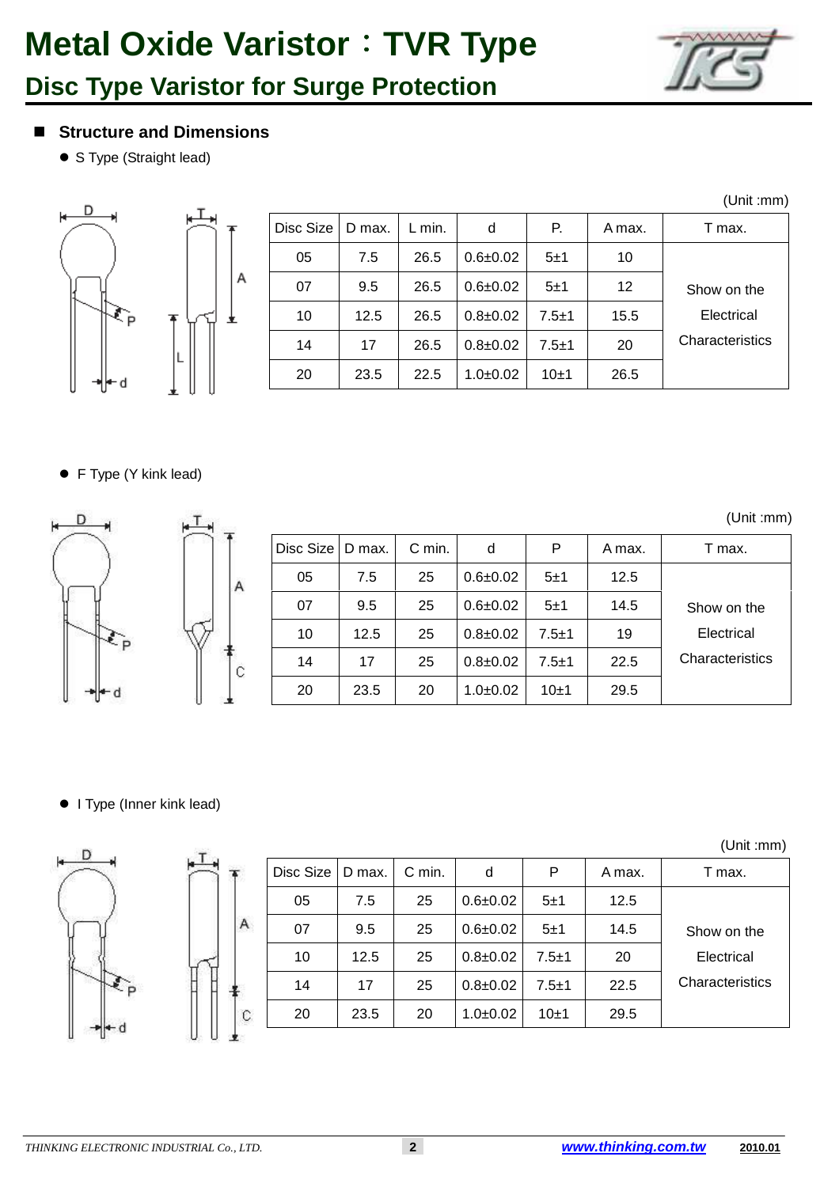# Metal Oxide Varistor：TVR Type

## Disc Type Varistor for Surge Protection

### Structure and Dimensions

- S Type (Straight lead)

(Unit :mm)

| Disc Size | D max. | L min. | d | P. | A max. | T max. |
|---|---|---|---|---|---|---|
| 05 | 7.5 | 26.5 | 0.6±0.02 | 5±1 | 10 | Show on the Electrical Characteristics |
| 07 | 9.5 | 26.5 | 0.6±0.02 | 5±1 | 12 | |
| 10 | 12.5 | 26.5 | 0.8±0.02 | 7.5±1 | 15.5 | |
| 14 | 17 | 26.5 | 0.8±0.02 | 7.5±1 | 20 | |
| 20 | 23.5 | 22.5 | 1.0±0.02 | 10±1 | 26.5 | |

- F Type (Y kink lead)

(Unit :mm)

| Disc Size | D max. | C min. | d | P | A max. | T max. |
|---|---|---|---|---|---|---|
| 05 | 7.5 | 25 | 0.6±0.02 | 5±1 | 12.5 | Show on the Electrical Characteristics |
| 07 | 9.5 | 25 | 0.6±0.02 | 5±1 | 14.5 | |
| 10 | 12.5 | 25 | 0.8±0.02 | 7.5±1 | 19 | |
| 14 | 17 | 25 | 0.8±0.02 | 7.5±1 | 22.5 | |
| 20 | 23.5 | 20 | 1.0±0.02 | 10±1 | 29.5 | |

- I Type (Inner kink lead)

(Unit :mm)

| Disc Size | D max. | C min. | d | P | A max. | T max. |
|---|---|---|---|---|---|---|
| 05 | 7.5 | 25 | 0.6±0.02 | 5±1 | 12.5 | Show on the Electrical Characteristics |
| 07 | 9.5 | 25 | 0.6±0.02 | 5±1 | 14.5 | |
| 10 | 12.5 | 25 | 0.8±0.02 | 7.5±1 | 20 | |
| 14 | 17 | 25 | 0.8±0.02 | 7.5±1 | 22.5 | |
| 20 | 23.5 | 20 | 1.0±0.02 | 10±1 | 29.5 | |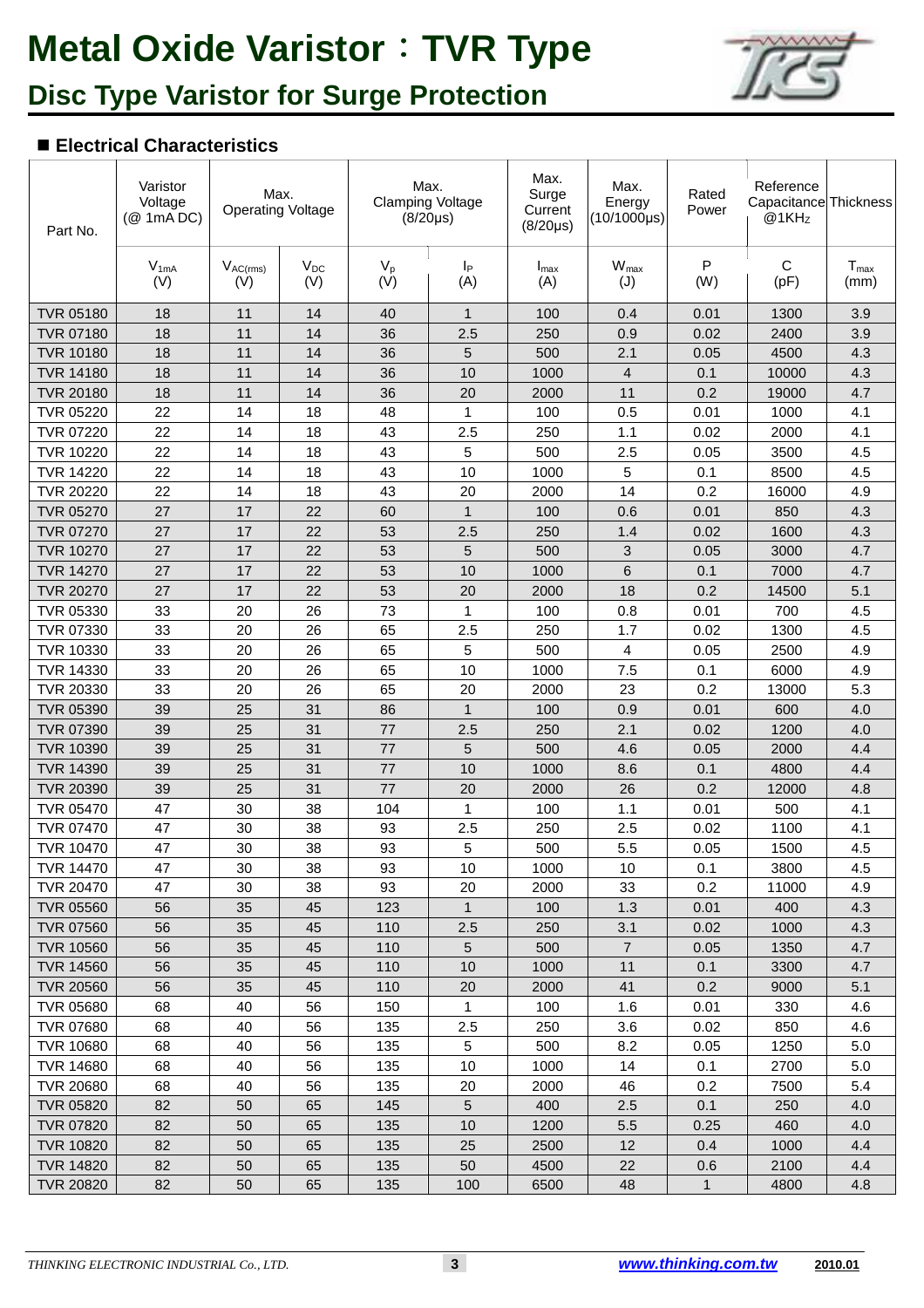# Metal Oxide Varistor：TVR Type

## Disc Type Varistor for Surge Protection

### ■ Electrical Characteristics

| Part No. | Varistor Voltage (@ 1mA DC) | Max. Operating Voltage | | Max. Clamping Voltage (8/20μs) | | Max. Surge Current (8/20μs) | Max. Energy (10/1000μs) | Rated Power | Reference Capacitance @1KHz | Thickness |
|---|---|---|---|---|---|---|---|---|---|---|
| | $V_{1mA}$ (V) | $V_{AC(rms)}$ (V) | $V_{DC}$ (V) | $V_p$ (V) | $I_P$ (A) | $I_{max}$ (A) | $W_{max}$ (J) | P (W) | C (pF) | $T_{max}$ (mm) |
| TVR 05180 | 18 | 11 | 14 | 40 | 1 | 100 | 0.4 | 0.01 | 1300 | 3.9 |
| TVR 07180 | 18 | 11 | 14 | 36 | 2.5 | 250 | 0.9 | 0.02 | 2400 | 3.9 |
| TVR 10180 | 18 | 11 | 14 | 36 | 5 | 500 | 2.1 | 0.05 | 4500 | 4.3 |
| TVR 14180 | 18 | 11 | 14 | 36 | 10 | 1000 | 4 | 0.1 | 10000 | 4.3 |
| TVR 20180 | 18 | 11 | 14 | 36 | 20 | 2000 | 11 | 0.2 | 19000 | 4.7 |
| TVR 05220 | 22 | 14 | 18 | 48 | 1 | 100 | 0.5 | 0.01 | 1000 | 4.1 |
| TVR 07220 | 22 | 14 | 18 | 43 | 2.5 | 250 | 1.1 | 0.02 | 2000 | 4.1 |
| TVR 10220 | 22 | 14 | 18 | 43 | 5 | 500 | 2.5 | 0.05 | 3500 | 4.5 |
| TVR 14220 | 22 | 14 | 18 | 43 | 10 | 1000 | 5 | 0.1 | 8500 | 4.5 |
| TVR 20220 | 22 | 14 | 18 | 43 | 20 | 2000 | 14 | 0.2 | 16000 | 4.9 |
| TVR 05270 | 27 | 17 | 22 | 60 | 1 | 100 | 0.6 | 0.01 | 850 | 4.3 |
| TVR 07270 | 27 | 17 | 22 | 53 | 2.5 | 250 | 1.4 | 0.02 | 1600 | 4.3 |
| TVR 10270 | 27 | 17 | 22 | 53 | 5 | 500 | 3 | 0.05 | 3000 | 4.7 |
| TVR 14270 | 27 | 17 | 22 | 53 | 10 | 1000 | 6 | 0.1 | 7000 | 4.7 |
| TVR 20270 | 27 | 17 | 22 | 53 | 20 | 2000 | 18 | 0.2 | 14500 | 5.1 |
| TVR 05330 | 33 | 20 | 26 | 73 | 1 | 100 | 0.8 | 0.01 | 700 | 4.5 |
| TVR 07330 | 33 | 20 | 26 | 65 | 2.5 | 250 | 1.7 | 0.02 | 1300 | 4.5 |
| TVR 10330 | 33 | 20 | 26 | 65 | 5 | 500 | 4 | 0.05 | 2500 | 4.9 |
| TVR 14330 | 33 | 20 | 26 | 65 | 10 | 1000 | 7.5 | 0.1 | 6000 | 4.9 |
| TVR 20330 | 33 | 20 | 26 | 65 | 20 | 2000 | 23 | 0.2 | 13000 | 5.3 |
| TVR 05390 | 39 | 25 | 31 | 86 | 1 | 100 | 0.9 | 0.01 | 600 | 4.0 |
| TVR 07390 | 39 | 25 | 31 | 77 | 2.5 | 250 | 2.1 | 0.02 | 1200 | 4.0 |
| TVR 10390 | 39 | 25 | 31 | 77 | 5 | 500 | 4.6 | 0.05 | 2000 | 4.4 |
| TVR 14390 | 39 | 25 | 31 | 77 | 10 | 1000 | 8.6 | 0.1 | 4800 | 4.4 |
| TVR 20390 | 39 | 25 | 31 | 77 | 20 | 2000 | 26 | 0.2 | 12000 | 4.8 |
| TVR 05470 | 47 | 30 | 38 | 104 | 1 | 100 | 1.1 | 0.01 | 500 | 4.1 |
| TVR 07470 | 47 | 30 | 38 | 93 | 2.5 | 250 | 2.5 | 0.02 | 1100 | 4.1 |
| TVR 10470 | 47 | 30 | 38 | 93 | 5 | 500 | 5.5 | 0.05 | 1500 | 4.5 |
| TVR 14470 | 47 | 30 | 38 | 93 | 10 | 1000 | 10 | 0.1 | 3800 | 4.5 |
| TVR 20470 | 47 | 30 | 38 | 93 | 20 | 2000 | 33 | 0.2 | 11000 | 4.9 |
| TVR 05560 | 56 | 35 | 45 | 123 | 1 | 100 | 1.3 | 0.01 | 400 | 4.3 |
| TVR 07560 | 56 | 35 | 45 | 110 | 2.5 | 250 | 3.1 | 0.02 | 1000 | 4.3 |
| TVR 10560 | 56 | 35 | 45 | 110 | 5 | 500 | 7 | 0.05 | 1350 | 4.7 |
| TVR 14560 | 56 | 35 | 45 | 110 | 10 | 1000 | 11 | 0.1 | 3300 | 4.7 |
| TVR 20560 | 56 | 35 | 45 | 110 | 20 | 2000 | 41 | 0.2 | 9000 | 5.1 |
| TVR 05680 | 68 | 40 | 56 | 150 | 1 | 100 | 1.6 | 0.01 | 330 | 4.6 |
| TVR 07680 | 68 | 40 | 56 | 135 | 2.5 | 250 | 3.6 | 0.02 | 850 | 4.6 |
| TVR 10680 | 68 | 40 | 56 | 135 | 5 | 500 | 8.2 | 0.05 | 1250 | 5.0 |
| TVR 14680 | 68 | 40 | 56 | 135 | 10 | 1000 | 14 | 0.1 | 2700 | 5.0 |
| TVR 20680 | 68 | 40 | 56 | 135 | 20 | 2000 | 46 | 0.2 | 7500 | 5.4 |
| TVR 05820 | 82 | 50 | 65 | 145 | 5 | 400 | 2.5 | 0.1 | 250 | 4.0 |
| TVR 07820 | 82 | 50 | 65 | 135 | 10 | 1200 | 5.5 | 0.25 | 460 | 4.0 |
| TVR 10820 | 82 | 50 | 65 | 135 | 25 | 2500 | 12 | 0.4 | 1000 | 4.4 |
| TVR 14820 | 82 | 50 | 65 | 135 | 50 | 4500 | 22 | 0.6 | 2100 | 4.4 |
| TVR 20820 | 82 | 50 | 65 | 135 | 100 | 6500 | 48 | 1 | 4800 | 4.8 |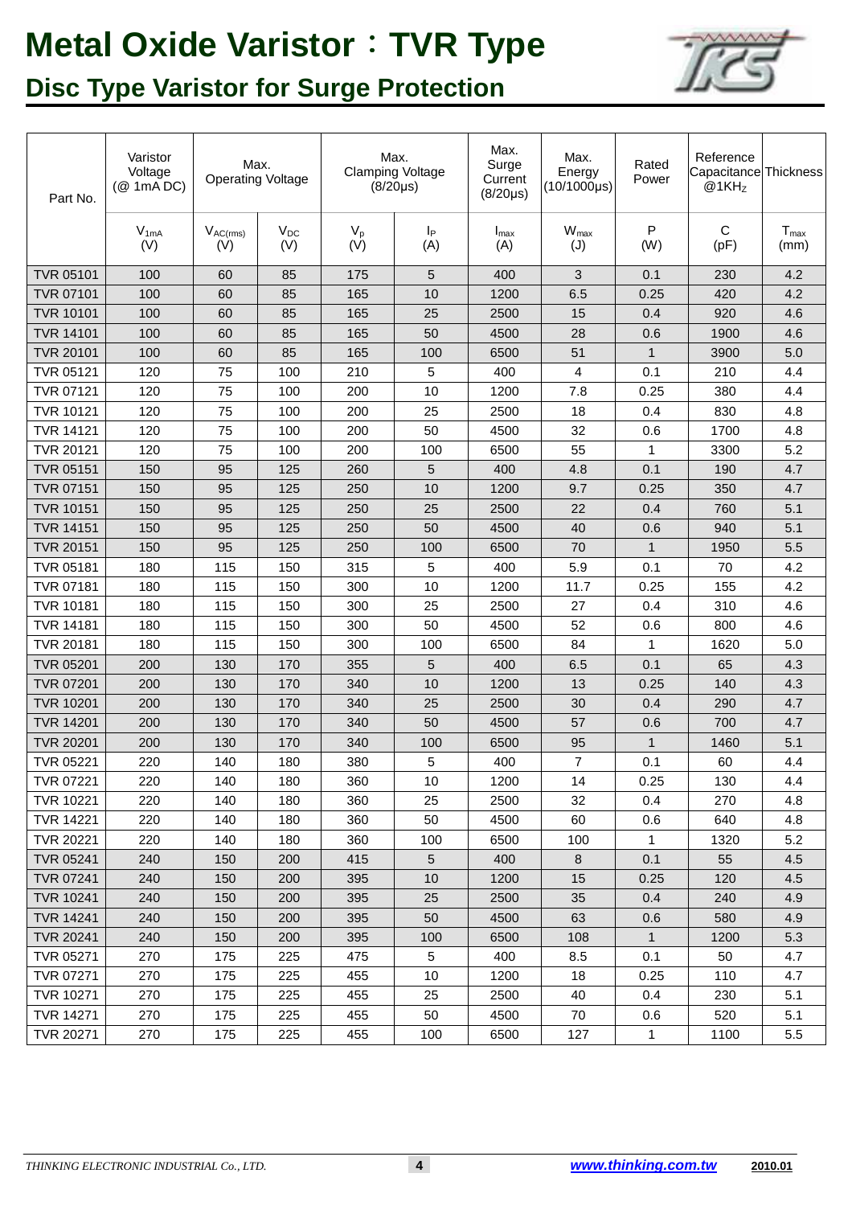# Metal Oxide Varistor：TVR Type

## Disc Type Varistor for Surge Protection

| Part No. | Varistor Voltage (@ 1mA DC) | Max. Operating Voltage | | Max. Clamping Voltage (8/20μs) | | Max. Surge Current (8/20μs) | Max. Energy (10/1000μs) | Rated Power | Reference Capacitance @1KHz | Thickness |
|---|---|---|---|---|---|---|---|---|---|---|
| | $V_{1mA}$ (V) | $V_{AC(rms)}$ (V) | $V_{DC}$ (V) | $V_p$ (V) | $I_P$ (A) | $I_{max}$ (A) | $W_{max}$ (J) | P (W) | C (pF) | $T_{max}$ (mm) |
| TVR 05101 | 100 | 60 | 85 | 175 | 5 | 400 | 3 | 0.1 | 230 | 4.2 |
| TVR 07101 | 100 | 60 | 85 | 165 | 10 | 1200 | 6.5 | 0.25 | 420 | 4.2 |
| TVR 10101 | 100 | 60 | 85 | 165 | 25 | 2500 | 15 | 0.4 | 920 | 4.6 |
| TVR 14101 | 100 | 60 | 85 | 165 | 50 | 4500 | 28 | 0.6 | 1900 | 4.6 |
| TVR 20101 | 100 | 60 | 85 | 165 | 100 | 6500 | 51 | 1 | 3900 | 5.0 |
| TVR 05121 | 120 | 75 | 100 | 210 | 5 | 400 | 4 | 0.1 | 210 | 4.4 |
| TVR 07121 | 120 | 75 | 100 | 200 | 10 | 1200 | 7.8 | 0.25 | 380 | 4.4 |
| TVR 10121 | 120 | 75 | 100 | 200 | 25 | 2500 | 18 | 0.4 | 830 | 4.8 |
| TVR 14121 | 120 | 75 | 100 | 200 | 50 | 4500 | 32 | 0.6 | 1700 | 4.8 |
| TVR 20121 | 120 | 75 | 100 | 200 | 100 | 6500 | 55 | 1 | 3300 | 5.2 |
| TVR 05151 | 150 | 95 | 125 | 260 | 5 | 400 | 4.8 | 0.1 | 190 | 4.7 |
| TVR 07151 | 150 | 95 | 125 | 250 | 10 | 1200 | 9.7 | 0.25 | 350 | 4.7 |
| TVR 10151 | 150 | 95 | 125 | 250 | 25 | 2500 | 22 | 0.4 | 760 | 5.1 |
| TVR 14151 | 150 | 95 | 125 | 250 | 50 | 4500 | 40 | 0.6 | 940 | 5.1 |
| TVR 20151 | 150 | 95 | 125 | 250 | 100 | 6500 | 70 | 1 | 1950 | 5.5 |
| TVR 05181 | 180 | 115 | 150 | 315 | 5 | 400 | 5.9 | 0.1 | 70 | 4.2 |
| TVR 07181 | 180 | 115 | 150 | 300 | 10 | 1200 | 11.7 | 0.25 | 155 | 4.2 |
| TVR 10181 | 180 | 115 | 150 | 300 | 25 | 2500 | 27 | 0.4 | 310 | 4.6 |
| TVR 14181 | 180 | 115 | 150 | 300 | 50 | 4500 | 52 | 0.6 | 800 | 4.6 |
| TVR 20181 | 180 | 115 | 150 | 300 | 100 | 6500 | 84 | 1 | 1620 | 5.0 |
| TVR 05201 | 200 | 130 | 170 | 355 | 5 | 400 | 6.5 | 0.1 | 65 | 4.3 |
| TVR 07201 | 200 | 130 | 170 | 340 | 10 | 1200 | 13 | 0.25 | 140 | 4.3 |
| TVR 10201 | 200 | 130 | 170 | 340 | 25 | 2500 | 30 | 0.4 | 290 | 4.7 |
| TVR 14201 | 200 | 130 | 170 | 340 | 50 | 4500 | 57 | 0.6 | 700 | 4.7 |
| TVR 20201 | 200 | 130 | 170 | 340 | 100 | 6500 | 95 | 1 | 1460 | 5.1 |
| TVR 05221 | 220 | 140 | 180 | 380 | 5 | 400 | 7 | 0.1 | 60 | 4.4 |
| TVR 07221 | 220 | 140 | 180 | 360 | 10 | 1200 | 14 | 0.25 | 130 | 4.4 |
| TVR 10221 | 220 | 140 | 180 | 360 | 25 | 2500 | 32 | 0.4 | 270 | 4.8 |
| TVR 14221 | 220 | 140 | 180 | 360 | 50 | 4500 | 60 | 0.6 | 640 | 4.8 |
| TVR 20221 | 220 | 140 | 180 | 360 | 100 | 6500 | 100 | 1 | 1320 | 5.2 |
| TVR 05241 | 240 | 150 | 200 | 415 | 5 | 400 | 8 | 0.1 | 55 | 4.5 |
| TVR 07241 | 240 | 150 | 200 | 395 | 10 | 1200 | 15 | 0.25 | 120 | 4.5 |
| TVR 10241 | 240 | 150 | 200 | 395 | 25 | 2500 | 35 | 0.4 | 240 | 4.9 |
| TVR 14241 | 240 | 150 | 200 | 395 | 50 | 4500 | 63 | 0.6 | 580 | 4.9 |
| TVR 20241 | 240 | 150 | 200 | 395 | 100 | 6500 | 108 | 1 | 1200 | 5.3 |
| TVR 05271 | 270 | 175 | 225 | 475 | 5 | 400 | 8.5 | 0.1 | 50 | 4.7 |
| TVR 07271 | 270 | 175 | 225 | 455 | 10 | 1200 | 18 | 0.25 | 110 | 4.7 |
| TVR 10271 | 270 | 175 | 225 | 455 | 25 | 2500 | 40 | 0.4 | 230 | 5.1 |
| TVR 14271 | 270 | 175 | 225 | 455 | 50 | 4500 | 70 | 0.6 | 520 | 5.1 |
| TVR 20271 | 270 | 175 | 225 | 455 | 100 | 6500 | 127 | 1 | 1100 | 5.5 |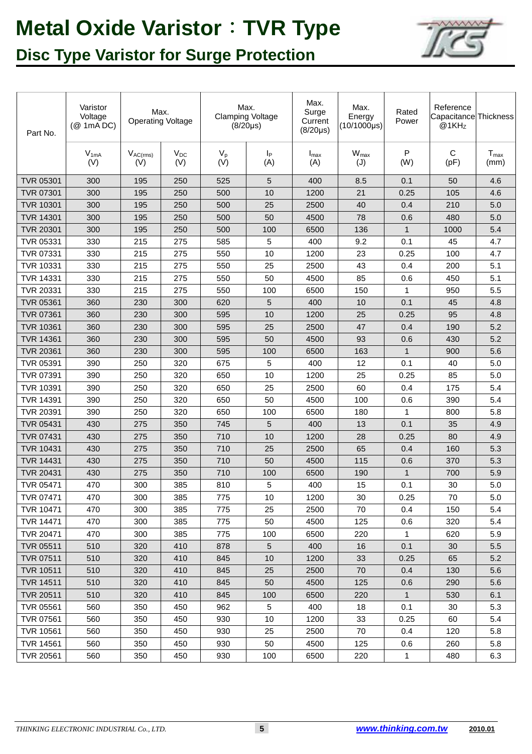# Metal Oxide Varistor：TVR Type

## Disc Type Varistor for Surge Protection

| Part No. | Varistor Voltage (@ 1mA DC) | Max. Operating Voltage | | Max. Clamping Voltage (8/20μs) | | Max. Surge Current (8/20μs) | Max. Energy (10/1000μs) | Rated Power | Reference Capacitance @1KHz | Thickness |
|---|---|---|---|---|---|---|---|---|---|---|
| | $V_{1mA}$ (V) | $V_{AC(rms)}$ (V) | $V_{DC}$ (V) | $V_p$ (V) | $I_P$ (A) | $I_{max}$ (A) | $W_{max}$ (J) | P (W) | C (pF) | $T_{max}$ (mm) |
| TVR 05301 | 300 | 195 | 250 | 525 | 5 | 400 | 8.5 | 0.1 | 50 | 4.6 |
| TVR 07301 | 300 | 195 | 250 | 500 | 10 | 1200 | 21 | 0.25 | 105 | 4.6 |
| TVR 10301 | 300 | 195 | 250 | 500 | 25 | 2500 | 40 | 0.4 | 210 | 5.0 |
| TVR 14301 | 300 | 195 | 250 | 500 | 50 | 4500 | 78 | 0.6 | 480 | 5.0 |
| TVR 20301 | 300 | 195 | 250 | 500 | 100 | 6500 | 136 | 1 | 1000 | 5.4 |
| TVR 05331 | 330 | 215 | 275 | 585 | 5 | 400 | 9.2 | 0.1 | 45 | 4.7 |
| TVR 07331 | 330 | 215 | 275 | 550 | 10 | 1200 | 23 | 0.25 | 100 | 4.7 |
| TVR 10331 | 330 | 215 | 275 | 550 | 25 | 2500 | 43 | 0.4 | 200 | 5.1 |
| TVR 14331 | 330 | 215 | 275 | 550 | 50 | 4500 | 85 | 0.6 | 450 | 5.1 |
| TVR 20331 | 330 | 215 | 275 | 550 | 100 | 6500 | 150 | 1 | 950 | 5.5 |
| TVR 05361 | 360 | 230 | 300 | 620 | 5 | 400 | 10 | 0.1 | 45 | 4.8 |
| TVR 07361 | 360 | 230 | 300 | 595 | 10 | 1200 | 25 | 0.25 | 95 | 4.8 |
| TVR 10361 | 360 | 230 | 300 | 595 | 25 | 2500 | 47 | 0.4 | 190 | 5.2 |
| TVR 14361 | 360 | 230 | 300 | 595 | 50 | 4500 | 93 | 0.6 | 430 | 5.2 |
| TVR 20361 | 360 | 230 | 300 | 595 | 100 | 6500 | 163 | 1 | 900 | 5.6 |
| TVR 05391 | 390 | 250 | 320 | 675 | 5 | 400 | 12 | 0.1 | 40 | 5.0 |
| TVR 07391 | 390 | 250 | 320 | 650 | 10 | 1200 | 25 | 0.25 | 85 | 5.0 |
| TVR 10391 | 390 | 250 | 320 | 650 | 25 | 2500 | 60 | 0.4 | 175 | 5.4 |
| TVR 14391 | 390 | 250 | 320 | 650 | 50 | 4500 | 100 | 0.6 | 390 | 5.4 |
| TVR 20391 | 390 | 250 | 320 | 650 | 100 | 6500 | 180 | 1 | 800 | 5.8 |
| TVR 05431 | 430 | 275 | 350 | 745 | 5 | 400 | 13 | 0.1 | 35 | 4.9 |
| TVR 07431 | 430 | 275 | 350 | 710 | 10 | 1200 | 28 | 0.25 | 80 | 4.9 |
| TVR 10431 | 430 | 275 | 350 | 710 | 25 | 2500 | 65 | 0.4 | 160 | 5.3 |
| TVR 14431 | 430 | 275 | 350 | 710 | 50 | 4500 | 115 | 0.6 | 370 | 5.3 |
| TVR 20431 | 430 | 275 | 350 | 710 | 100 | 6500 | 190 | 1 | 700 | 5.9 |
| TVR 05471 | 470 | 300 | 385 | 810 | 5 | 400 | 15 | 0.1 | 30 | 5.0 |
| TVR 07471 | 470 | 300 | 385 | 775 | 10 | 1200 | 30 | 0.25 | 70 | 5.0 |
| TVR 10471 | 470 | 300 | 385 | 775 | 25 | 2500 | 70 | 0.4 | 150 | 5.4 |
| TVR 14471 | 470 | 300 | 385 | 775 | 50 | 4500 | 125 | 0.6 | 320 | 5.4 |
| TVR 20471 | 470 | 300 | 385 | 775 | 100 | 6500 | 220 | 1 | 620 | 5.9 |
| TVR 05511 | 510 | 320 | 410 | 878 | 5 | 400 | 16 | 0.1 | 30 | 5.5 |
| TVR 07511 | 510 | 320 | 410 | 845 | 10 | 1200 | 33 | 0.25 | 65 | 5.2 |
| TVR 10511 | 510 | 320 | 410 | 845 | 25 | 2500 | 70 | 0.4 | 130 | 5.6 |
| TVR 14511 | 510 | 320 | 410 | 845 | 50 | 4500 | 125 | 0.6 | 290 | 5.6 |
| TVR 20511 | 510 | 320 | 410 | 845 | 100 | 6500 | 220 | 1 | 530 | 6.1 |
| TVR 05561 | 560 | 350 | 450 | 962 | 5 | 400 | 18 | 0.1 | 30 | 5.3 |
| TVR 07561 | 560 | 350 | 450 | 930 | 10 | 1200 | 33 | 0.25 | 60 | 5.4 |
| TVR 10561 | 560 | 350 | 450 | 930 | 25 | 2500 | 70 | 0.4 | 120 | 5.8 |
| TVR 14561 | 560 | 350 | 450 | 930 | 50 | 4500 | 125 | 0.6 | 260 | 5.8 |
| TVR 20561 | 560 | 350 | 450 | 930 | 100 | 6500 | 220 | 1 | 480 | 6.3 |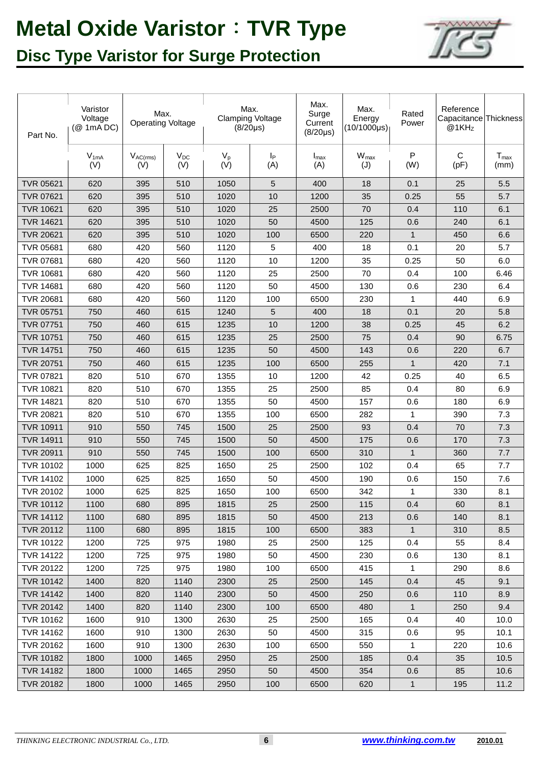# Metal Oxide Varistor：TVR Type

## Disc Type Varistor for Surge Protection

| Part No. | Varistor Voltage (@ 1mA DC) | Max. Operating Voltage | | Max. Clamping Voltage (8/20μs) | | Max. Surge Current (8/20μs) | Max. Energy (10/1000μs) | Rated Power | Reference Capacitance @1KHz | Thickness |
|---|---|---|---|---|---|---|---|---|---|---|
| | $V_{1mA}$ (V) | $V_{AC(rms)}$ (V) | $V_{DC}$ (V) | $V_p$ (V) | $I_P$ (A) | $I_{max}$ (A) | $W_{max}$ (J) | P (W) | C (pF) | $T_{max}$ (mm) |
| TVR 05621 | 620 | 395 | 510 | 1050 | 5 | 400 | 18 | 0.1 | 25 | 5.5 |
| TVR 07621 | 620 | 395 | 510 | 1020 | 10 | 1200 | 35 | 0.25 | 55 | 5.7 |
| TVR 10621 | 620 | 395 | 510 | 1020 | 25 | 2500 | 70 | 0.4 | 110 | 6.1 |
| TVR 14621 | 620 | 395 | 510 | 1020 | 50 | 4500 | 125 | 0.6 | 240 | 6.1 |
| TVR 20621 | 620 | 395 | 510 | 1020 | 100 | 6500 | 220 | 1 | 450 | 6.6 |
| TVR 05681 | 680 | 420 | 560 | 1120 | 5 | 400 | 18 | 0.1 | 20 | 5.7 |
| TVR 07681 | 680 | 420 | 560 | 1120 | 10 | 1200 | 35 | 0.25 | 50 | 6.0 |
| TVR 10681 | 680 | 420 | 560 | 1120 | 25 | 2500 | 70 | 0.4 | 100 | 6.46 |
| TVR 14681 | 680 | 420 | 560 | 1120 | 50 | 4500 | 130 | 0.6 | 230 | 6.4 |
| TVR 20681 | 680 | 420 | 560 | 1120 | 100 | 6500 | 230 | 1 | 440 | 6.9 |
| TVR 05751 | 750 | 460 | 615 | 1240 | 5 | 400 | 18 | 0.1 | 20 | 5.8 |
| TVR 07751 | 750 | 460 | 615 | 1235 | 10 | 1200 | 38 | 0.25 | 45 | 6.2 |
| TVR 10751 | 750 | 460 | 615 | 1235 | 25 | 2500 | 75 | 0.4 | 90 | 6.75 |
| TVR 14751 | 750 | 460 | 615 | 1235 | 50 | 4500 | 143 | 0.6 | 220 | 6.7 |
| TVR 20751 | 750 | 460 | 615 | 1235 | 100 | 6500 | 255 | 1 | 420 | 7.1 |
| TVR 07821 | 820 | 510 | 670 | 1355 | 10 | 1200 | 42 | 0.25 | 40 | 6.5 |
| TVR 10821 | 820 | 510 | 670 | 1355 | 25 | 2500 | 85 | 0.4 | 80 | 6.9 |
| TVR 14821 | 820 | 510 | 670 | 1355 | 50 | 4500 | 157 | 0.6 | 180 | 6.9 |
| TVR 20821 | 820 | 510 | 670 | 1355 | 100 | 6500 | 282 | 1 | 390 | 7.3 |
| TVR 10911 | 910 | 550 | 745 | 1500 | 25 | 2500 | 93 | 0.4 | 70 | 7.3 |
| TVR 14911 | 910 | 550 | 745 | 1500 | 50 | 4500 | 175 | 0.6 | 170 | 7.3 |
| TVR 20911 | 910 | 550 | 745 | 1500 | 100 | 6500 | 310 | 1 | 360 | 7.7 |
| TVR 10102 | 1000 | 625 | 825 | 1650 | 25 | 2500 | 102 | 0.4 | 65 | 7.7 |
| TVR 14102 | 1000 | 625 | 825 | 1650 | 50 | 4500 | 190 | 0.6 | 150 | 7.6 |
| TVR 20102 | 1000 | 625 | 825 | 1650 | 100 | 6500 | 342 | 1 | 330 | 8.1 |
| TVR 10112 | 1100 | 680 | 895 | 1815 | 25 | 2500 | 115 | 0.4 | 60 | 8.1 |
| TVR 14112 | 1100 | 680 | 895 | 1815 | 50 | 4500 | 213 | 0.6 | 140 | 8.1 |
| TVR 20112 | 1100 | 680 | 895 | 1815 | 100 | 6500 | 383 | 1 | 310 | 8.5 |
| TVR 10122 | 1200 | 725 | 975 | 1980 | 25 | 2500 | 125 | 0.4 | 55 | 8.4 |
| TVR 14122 | 1200 | 725 | 975 | 1980 | 50 | 4500 | 230 | 0.6 | 130 | 8.1 |
| TVR 20122 | 1200 | 725 | 975 | 1980 | 100 | 6500 | 415 | 1 | 290 | 8.6 |
| TVR 10142 | 1400 | 820 | 1140 | 2300 | 25 | 2500 | 145 | 0.4 | 45 | 9.1 |
| TVR 14142 | 1400 | 820 | 1140 | 2300 | 50 | 4500 | 250 | 0.6 | 110 | 8.9 |
| TVR 20142 | 1400 | 820 | 1140 | 2300 | 100 | 6500 | 480 | 1 | 250 | 9.4 |
| TVR 10162 | 1600 | 910 | 1300 | 2630 | 25 | 2500 | 165 | 0.4 | 40 | 10.0 |
| TVR 14162 | 1600 | 910 | 1300 | 2630 | 50 | 4500 | 315 | 0.6 | 95 | 10.1 |
| TVR 20162 | 1600 | 910 | 1300 | 2630 | 100 | 6500 | 550 | 1 | 220 | 10.6 |
| TVR 10182 | 1800 | 1000 | 1465 | 2950 | 25 | 2500 | 185 | 0.4 | 35 | 10.5 |
| TVR 14182 | 1800 | 1000 | 1465 | 2950 | 50 | 4500 | 354 | 0.6 | 85 | 10.6 |
| TVR 20182 | 1800 | 1000 | 1465 | 2950 | 100 | 6500 | 620 | 1 | 195 | 11.2 |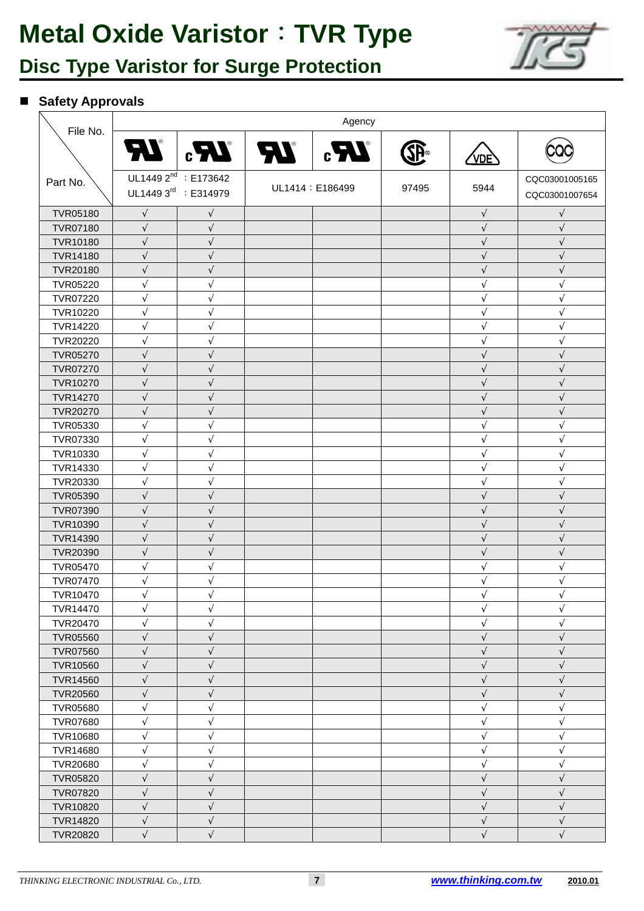# Metal Oxide Varistor：TVR Type

## Disc Type Varistor for Surge Protection

### Safety Approvals

| File No. / Part No. | Agency | | | | | | |
|---|---|---|---|---|---|---|---|
| | UL | cUL | UL | cUL | CSA | VDE | CQC |
| | UL1449 2nd ：E173642<br>UL1449 3rd ：E314979 | | UL1414：E186499 | | 97495 | 5944 | CQC03001005165<br>CQC03001007654 |
| TVR05180 | √ | √ | | | | √ | √ |
| TVR07180 | √ | √ | | | | √ | √ |
| TVR10180 | √ | √ | | | | √ | √ |
| TVR14180 | √ | √ | | | | √ | √ |
| TVR20180 | √ | √ | | | | √ | √ |
| TVR05220 | √ | √ | | | | √ | √ |
| TVR07220 | √ | √ | | | | √ | √ |
| TVR10220 | √ | √ | | | | √ | √ |
| TVR14220 | √ | √ | | | | √ | √ |
| TVR20220 | √ | √ | | | | √ | √ |
| TVR05270 | √ | √ | | | | √ | √ |
| TVR07270 | √ | √ | | | | √ | √ |
| TVR10270 | √ | √ | | | | √ | √ |
| TVR14270 | √ | √ | | | | √ | √ |
| TVR20270 | √ | √ | | | | √ | √ |
| TVR05330 | √ | √ | | | | √ | √ |
| TVR07330 | √ | √ | | | | √ | √ |
| TVR10330 | √ | √ | | | | √ | √ |
| TVR14330 | √ | √ | | | | √ | √ |
| TVR20330 | √ | √ | | | | √ | √ |
| TVR05390 | √ | √ | | | | √ | √ |
| TVR07390 | √ | √ | | | | √ | √ |
| TVR10390 | √ | √ | | | | √ | √ |
| TVR14390 | √ | √ | | | | √ | √ |
| TVR20390 | √ | √ | | | | √ | √ |
| TVR05470 | √ | √ | | | | √ | √ |
| TVR07470 | √ | √ | | | | √ | √ |
| TVR10470 | √ | √ | | | | √ | √ |
| TVR14470 | √ | √ | | | | √ | √ |
| TVR20470 | √ | √ | | | | √ | √ |
| TVR05560 | √ | √ | | | | √ | √ |
| TVR07560 | √ | √ | | | | √ | √ |
| TVR10560 | √ | √ | | | | √ | √ |
| TVR14560 | √ | √ | | | | √ | √ |
| TVR20560 | √ | √ | | | | √ | √ |
| TVR05680 | √ | √ | | | | √ | √ |
| TVR07680 | √ | √ | | | | √ | √ |
| TVR10680 | √ | √ | | | | √ | √ |
| TVR14680 | √ | √ | | | | √ | √ |
| TVR20680 | √ | √ | | | | √ | √ |
| TVR05820 | √ | √ | | | | √ | √ |
| TVR07820 | √ | √ | | | | √ | √ |
| TVR10820 | √ | √ | | | | √ | √ |
| TVR14820 | √ | √ | | | | √ | √ |
| TVR20820 | √ | √ | | | | √ | √ |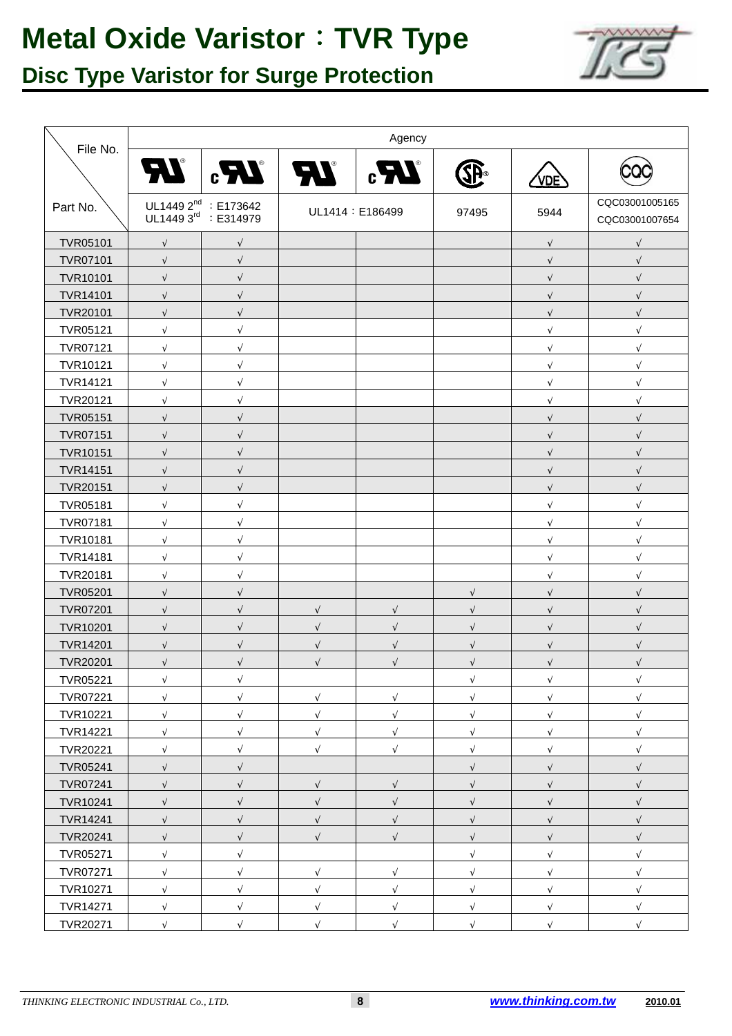# Metal Oxide Varistor：TVR Type

## Disc Type Varistor for Surge Protection

| File No. / Part No. | Agency | | | | | | |
|---|---|---|---|---|---|---|---|
| | UL | cUL | UL | cUL | CSA | VDE | CQC |
| | UL1449 2nd ：E173642<br>UL1449 3rd ：E314979 | | UL1414：E186499 | | 97495 | 5944 | CQC03001005165<br>CQC03001007654 |
| TVR05101 | √ | √ | | | | √ | √ |
| TVR07101 | √ | √ | | | | √ | √ |
| TVR10101 | √ | √ | | | | √ | √ |
| TVR14101 | √ | √ | | | | √ | √ |
| TVR20101 | √ | √ | | | | √ | √ |
| TVR05121 | √ | √ | | | | √ | √ |
| TVR07121 | √ | √ | | | | √ | √ |
| TVR10121 | √ | √ | | | | √ | √ |
| TVR14121 | √ | √ | | | | √ | √ |
| TVR20121 | √ | √ | | | | √ | √ |
| TVR05151 | √ | √ | | | | √ | √ |
| TVR07151 | √ | √ | | | | √ | √ |
| TVR10151 | √ | √ | | | | √ | √ |
| TVR14151 | √ | √ | | | | √ | √ |
| TVR20151 | √ | √ | | | | √ | √ |
| TVR05181 | √ | √ | | | | √ | √ |
| TVR07181 | √ | √ | | | | √ | √ |
| TVR10181 | √ | √ | | | | √ | √ |
| TVR14181 | √ | √ | | | | √ | √ |
| TVR20181 | √ | √ | | | | √ | √ |
| TVR05201 | √ | √ | | | √ | √ | √ |
| TVR07201 | √ | √ | √ | √ | √ | √ | √ |
| TVR10201 | √ | √ | √ | √ | √ | √ | √ |
| TVR14201 | √ | √ | √ | √ | √ | √ | √ |
| TVR20201 | √ | √ | √ | √ | √ | √ | √ |
| TVR05221 | √ | √ | | | √ | √ | √ |
| TVR07221 | √ | √ | √ | √ | √ | √ | √ |
| TVR10221 | √ | √ | √ | √ | √ | √ | √ |
| TVR14221 | √ | √ | √ | √ | √ | √ | √ |
| TVR20221 | √ | √ | √ | √ | √ | √ | √ |
| TVR05241 | √ | √ | | | √ | √ | √ |
| TVR07241 | √ | √ | √ | √ | √ | √ | √ |
| TVR10241 | √ | √ | √ | √ | √ | √ | √ |
| TVR14241 | √ | √ | √ | √ | √ | √ | √ |
| TVR20241 | √ | √ | √ | √ | √ | √ | √ |
| TVR05271 | √ | √ | | | √ | √ | √ |
| TVR07271 | √ | √ | √ | √ | √ | √ | √ |
| TVR10271 | √ | √ | √ | √ | √ | √ | √ |
| TVR14271 | √ | √ | √ | √ | √ | √ | √ |
| TVR20271 | √ | √ | √ | √ | √ | √ | √ |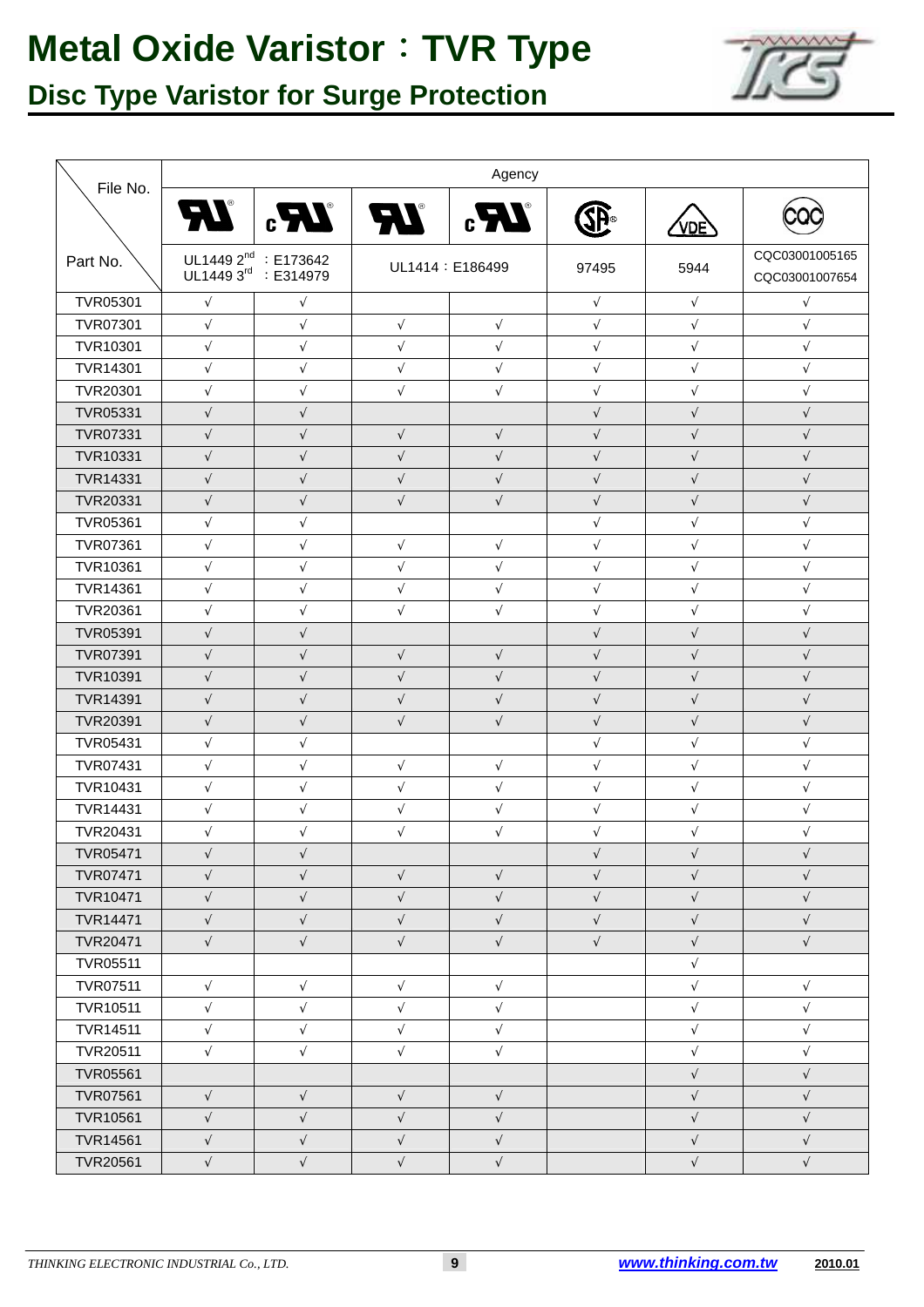# Metal Oxide Varistor：TVR Type

## Disc Type Varistor for Surge Protection

| File No. / Part No. | Agency | | | | | | |
|---|---|---|---|---|---|---|---|
| | UL | cUL | UL | cUL | CSA | VDE | CQC |
| | UL1449 2[nd] ：E173642 UL1449 3[rd] ：E314979 | | UL1414：E186499 | | 97495 | 5944 | CQC03001005165 CQC03001007654 |
| TVR05301 | √ | √ | | | √ | √ | √ |
| TVR07301 | √ | √ | √ | √ | √ | √ | √ |
| TVR10301 | √ | √ | √ | √ | √ | √ | √ |
| TVR14301 | √ | √ | √ | √ | √ | √ | √ |
| TVR20301 | √ | √ | √ | √ | √ | √ | √ |
| TVR05331 | √ | √ | | | √ | √ | √ |
| TVR07331 | √ | √ | √ | √ | √ | √ | √ |
| TVR10331 | √ | √ | √ | √ | √ | √ | √ |
| TVR14331 | √ | √ | √ | √ | √ | √ | √ |
| TVR20331 | √ | √ | √ | √ | √ | √ | √ |
| TVR05361 | √ | √ | | | √ | √ | √ |
| TVR07361 | √ | √ | √ | √ | √ | √ | √ |
| TVR10361 | √ | √ | √ | √ | √ | √ | √ |
| TVR14361 | √ | √ | √ | √ | √ | √ | √ |
| TVR20361 | √ | √ | √ | √ | √ | √ | √ |
| TVR05391 | √ | √ | | | √ | √ | √ |
| TVR07391 | √ | √ | √ | √ | √ | √ | √ |
| TVR10391 | √ | √ | √ | √ | √ | √ | √ |
| TVR14391 | √ | √ | √ | √ | √ | √ | √ |
| TVR20391 | √ | √ | √ | √ | √ | √ | √ |
| TVR05431 | √ | √ | | | √ | √ | √ |
| TVR07431 | √ | √ | √ | √ | √ | √ | √ |
| TVR10431 | √ | √ | √ | √ | √ | √ | √ |
| TVR14431 | √ | √ | √ | √ | √ | √ | √ |
| TVR20431 | √ | √ | √ | √ | √ | √ | √ |
| TVR05471 | √ | √ | | | √ | √ | √ |
| TVR07471 | √ | √ | √ | √ | √ | √ | √ |
| TVR10471 | √ | √ | √ | √ | √ | √ | √ |
| TVR14471 | √ | √ | √ | √ | √ | √ | √ |
| TVR20471 | √ | √ | √ | √ | √ | √ | √ |
| TVR05511 | | | | | | √ | |
| TVR07511 | √ | √ | √ | √ | | √ | √ |
| TVR10511 | √ | √ | √ | √ | | √ | √ |
| TVR14511 | √ | √ | √ | √ | | √ | √ |
| TVR20511 | √ | √ | √ | √ | | √ | √ |
| TVR05561 | | | | | | √ | √ |
| TVR07561 | √ | √ | √ | √ | | √ | √ |
| TVR10561 | √ | √ | √ | √ | | √ | √ |
| TVR14561 | √ | √ | √ | √ | | √ | √ |
| TVR20561 | √ | √ | √ | √ | | √ | √ |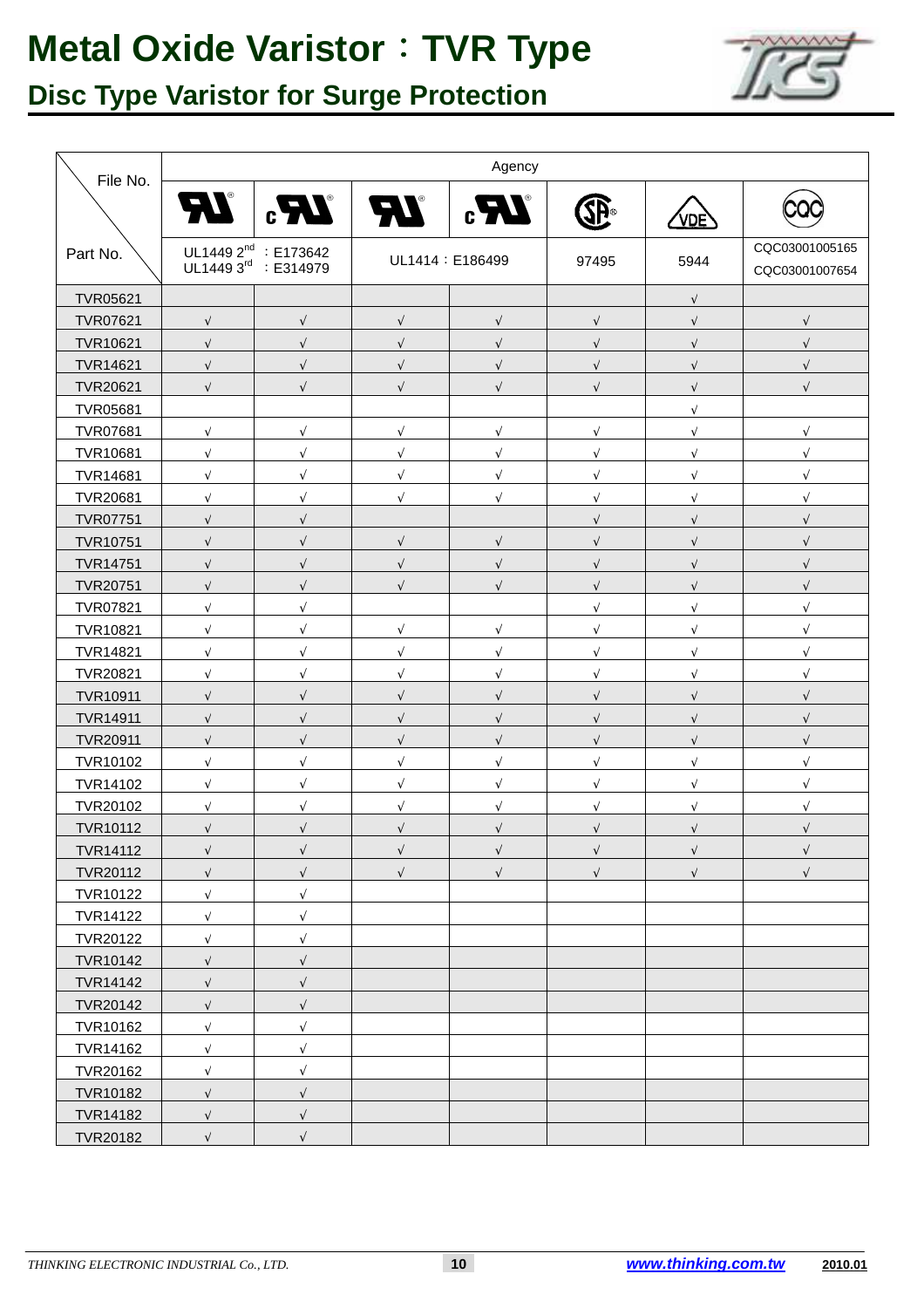# Metal Oxide Varistor：TVR Type

## Disc Type Varistor for Surge Protection

| File No. / Part No. | Agency | | | | | | |
|---|---|---|---|---|---|---|---|
| | UL | cUL | UL | cUL | CSA | VDE | CQC |
| | UL1449 2nd ：E173642<br>UL1449 3rd ：E314979 | | UL1414：E186499 | | 97495 | 5944 | CQC03001005165<br>CQC03001007654 |
| TVR05621 | | | | | | √ | |
| TVR07621 | √ | √ | √ | √ | √ | √ | √ |
| TVR10621 | √ | √ | √ | √ | √ | √ | √ |
| TVR14621 | √ | √ | √ | √ | √ | √ | √ |
| TVR20621 | √ | √ | √ | √ | √ | √ | √ |
| TVR05681 | | | | | | √ | |
| TVR07681 | √ | √ | √ | √ | √ | √ | √ |
| TVR10681 | √ | √ | √ | √ | √ | √ | √ |
| TVR14681 | √ | √ | √ | √ | √ | √ | √ |
| TVR20681 | √ | √ | √ | √ | √ | √ | √ |
| TVR07751 | √ | √ | | | √ | √ | √ |
| TVR10751 | √ | √ | √ | √ | √ | √ | √ |
| TVR14751 | √ | √ | √ | √ | √ | √ | √ |
| TVR20751 | √ | √ | √ | √ | √ | √ | √ |
| TVR07821 | √ | √ | | | √ | √ | √ |
| TVR10821 | √ | √ | √ | √ | √ | √ | √ |
| TVR14821 | √ | √ | √ | √ | √ | √ | √ |
| TVR20821 | √ | √ | √ | √ | √ | √ | √ |
| TVR10911 | √ | √ | √ | √ | √ | √ | √ |
| TVR14911 | √ | √ | √ | √ | √ | √ | √ |
| TVR20911 | √ | √ | √ | √ | √ | √ | √ |
| TVR10102 | √ | √ | √ | √ | √ | √ | √ |
| TVR14102 | √ | √ | √ | √ | √ | √ | √ |
| TVR20102 | √ | √ | √ | √ | √ | √ | √ |
| TVR10112 | √ | √ | √ | √ | √ | √ | √ |
| TVR14112 | √ | √ | √ | √ | √ | √ | √ |
| TVR20112 | √ | √ | √ | √ | √ | √ | √ |
| TVR10122 | √ | √ | | | | | |
| TVR14122 | √ | √ | | | | | |
| TVR20122 | √ | √ | | | | | |
| TVR10142 | √ | √ | | | | | |
| TVR14142 | √ | √ | | | | | |
| TVR20142 | √ | √ | | | | | |
| TVR10162 | √ | √ | | | | | |
| TVR14162 | √ | √ | | | | | |
| TVR20162 | √ | √ | | | | | |
| TVR10182 | √ | √ | | | | | |
| TVR14182 | √ | √ | | | | | |
| TVR20182 | √ | √ | | | | | |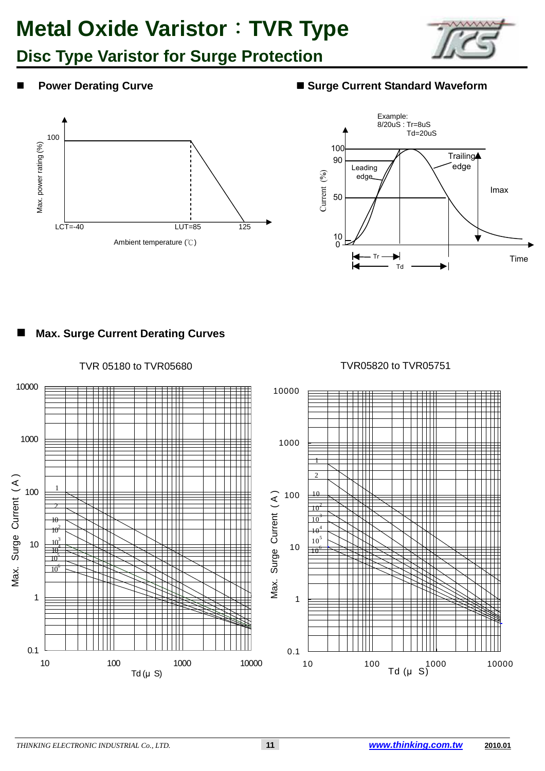# Metal Oxide Varistor：TVR Type

## Disc Type Varistor for Surge Protection

### Power Derating Curve

Max. power rating (%)

100

LCT=-40

LUT=85

125

Ambient temperature (℃)

### Surge Current Standard Waveform

Example:
8/20uS : Tr=8uS
Td=20uS

Current (%)

100

90

50

10

0

Leading edge

Trailing edge

Imax

Tr

Td

Time

### Max. Surge Current Derating Curves

TVR 05180 to TVR05680

Max. Surge Current (A)

10000

1000

100

10

1

0.1

1

2

10

$10^2$

$10^3$

$10^4$

$10^5$

$10^6$

10

100

1000

10000

Td (μ S)

TVR05820 to TVR05751

Max. Surge Current (A)

10000

1000

100

10

1

0.1

1

2

10

$10^2$

$10^3$

$10^4$

$10^5$

$10^6$

10

100

1000

10000

Td (μ S)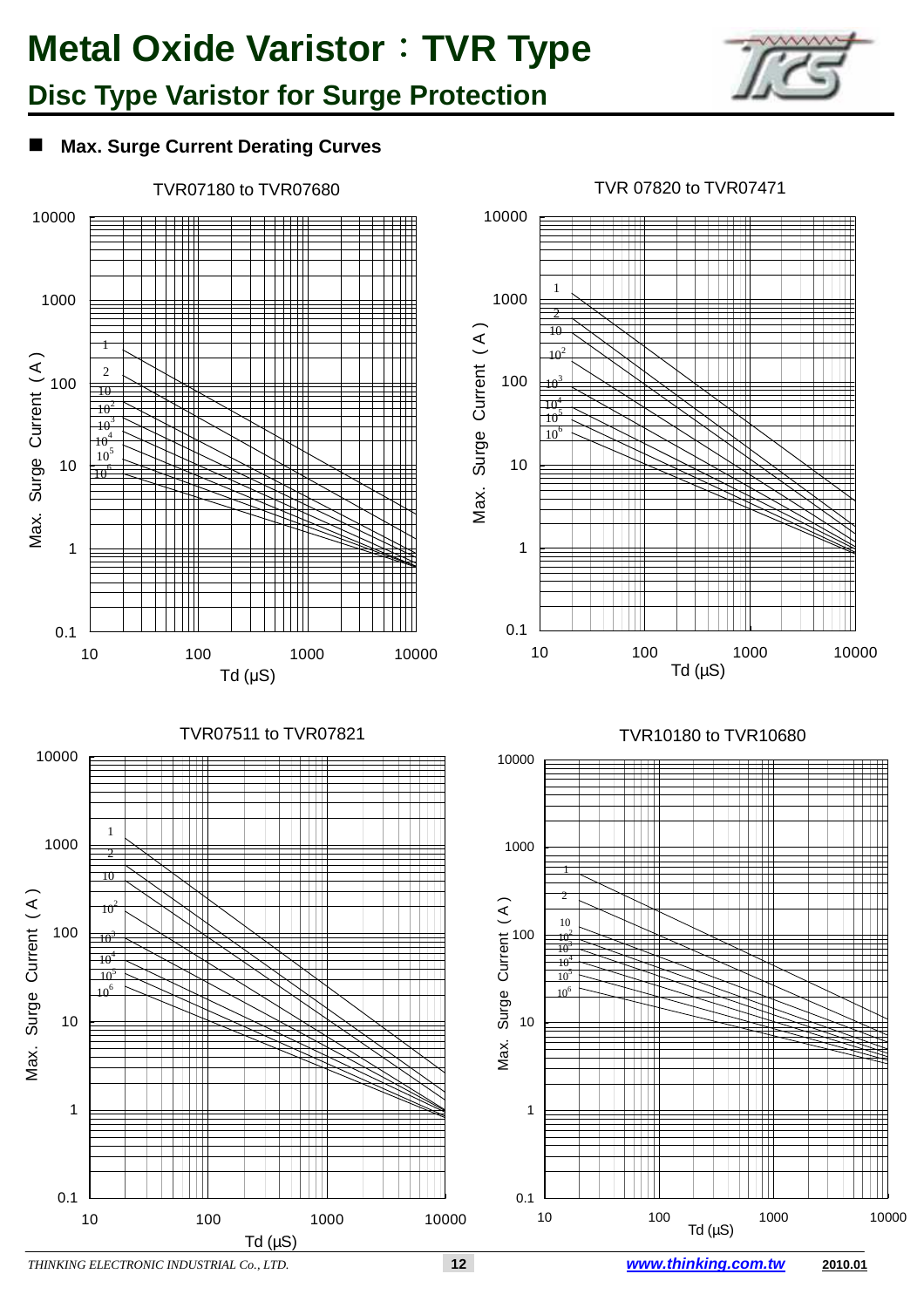# Metal Oxide Varistor：TVR Type

## Disc Type Varistor for Surge Protection

### Max. Surge Current Derating Curves

TVR07180 to TVR07680

Max. Surge Current ( A )

10000
1000
100
10
1
0.1

1
2
10
$10^2$
$10^3$
$10^4$
$10^5$
$10^6$

10
100
1000
10000

Td (μS)

TVR 07820 to TVR07471

Max. Surge Current ( A )

10000
1000
100
10
1
0.1

1
2
10
$10^2$
$10^3$
$10^4$
$10^5$
$10^6$

10
100
1000
10000

Td (μS)

TVR07511 to TVR07821

Max. Surge Current ( A )

10000
1000
100
10
1
0.1

1
2
10
$10^2$
$10^3$
$10^4$
$10^5$
$10^6$

10
100
1000
10000

Td (μS)

TVR10180 to TVR10680

Max. Surge Current ( A )

10000
1000
100
10
1
0.1

1
2
10
$10^2$
$10^3$
$10^4$
$10^5$
$10^6$

10
100
1000
10000

Td (μS)

*THINKING ELECTRONIC INDUSTRIAL Co., LTD.*

**www.thinking.com.tw**

**2010.01**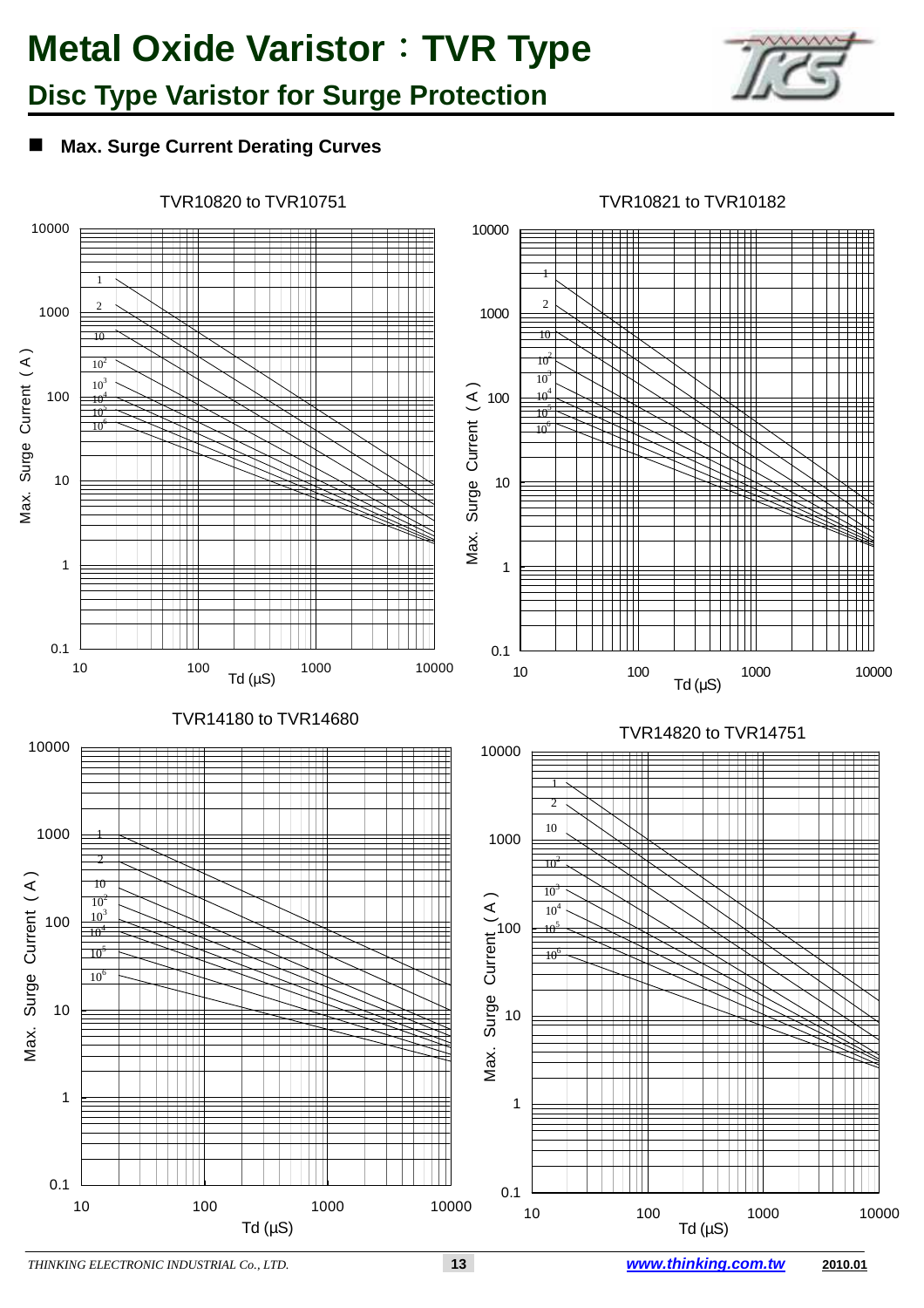# Metal Oxide Varistor：TVR Type

## Disc Type Varistor for Surge Protection

■ **Max. Surge Current Derating Curves**

TVR10820 to TVR10751

Max. Surge Current ( A )

10000
1000
100
10
1
0.1

1
2
10
$10^2$
$10^3$
$10^4$
$10^5$
$10^6$

10
100
1000
10000

Td (µS)

TVR10821 to TVR10182

Max. Surge Current ( A )

10000
1000
100
10
1
0.1

1
2
10
$10^2$
$10^3$
$10^4$
$10^5$
$10^6$

10
100
1000
10000

Td (µS)

TVR14180 to TVR14680

Max. Surge Current ( A )

10000
1000
100
10
1
0.1

1
2
10
$10^2$
$10^3$
$10^4$
$10^5$
$10^6$

10
100
1000
10000

Td (µS)

TVR14820 to TVR14751

Max. Surge Current ( A )

10000
1000
100
10
1
0.1

1
2
10
$10^2$
$10^3$
$10^4$
$10^5$
$10^6$

10
100
1000
10000

Td (µS)

*THINKING ELECTRONIC INDUSTRIAL Co., LTD.*

***www.thinking.com.tw***

**2010.01**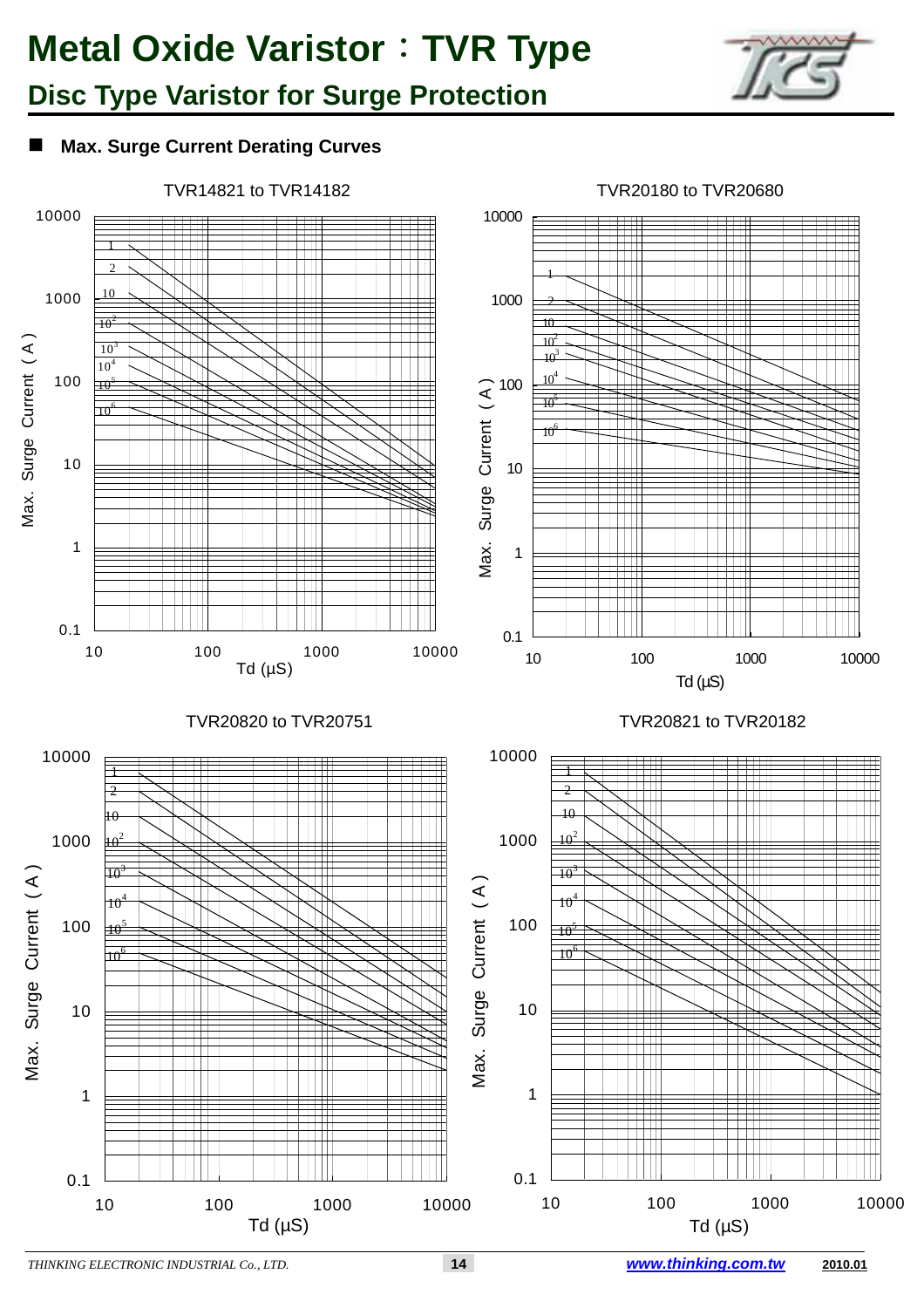# Metal Oxide Varistor：TVR Type

## Disc Type Varistor for Surge Protection

### Max. Surge Current Derating Curves

TVR14821 to TVR14182

Max. Surge Current ( A )
10000
1000
100
10
1
0.1

1
2
10
$10^2$
$10^3$
$10^4$
$10^5$
$10^6$

10
100
1000
10000
Td (µS)

TVR20180 to TVR20680

Max. Surge Current ( A )
10000
1000
100
10
1
0.1

1
2
10
$10^2$
$10^3$
$10^4$
$10^5$
$10^6$

10
100
1000
10000
Td (µS)

TVR20820 to TVR20751

Max. Surge Current ( A )
10000
1000
100
10
1
0.1

1
2
10
$10^2$
$10^3$
$10^4$
$10^5$
$10^6$

10
100
1000
10000
Td (µS)

TVR20821 to TVR20182

Max. Surge Current ( A )
10000
1000
100
10
1
0.1

1
2
10
$10^2$
$10^3$
$10^4$
$10^5$
$10^6$

10
100
1000
10000
Td (µS)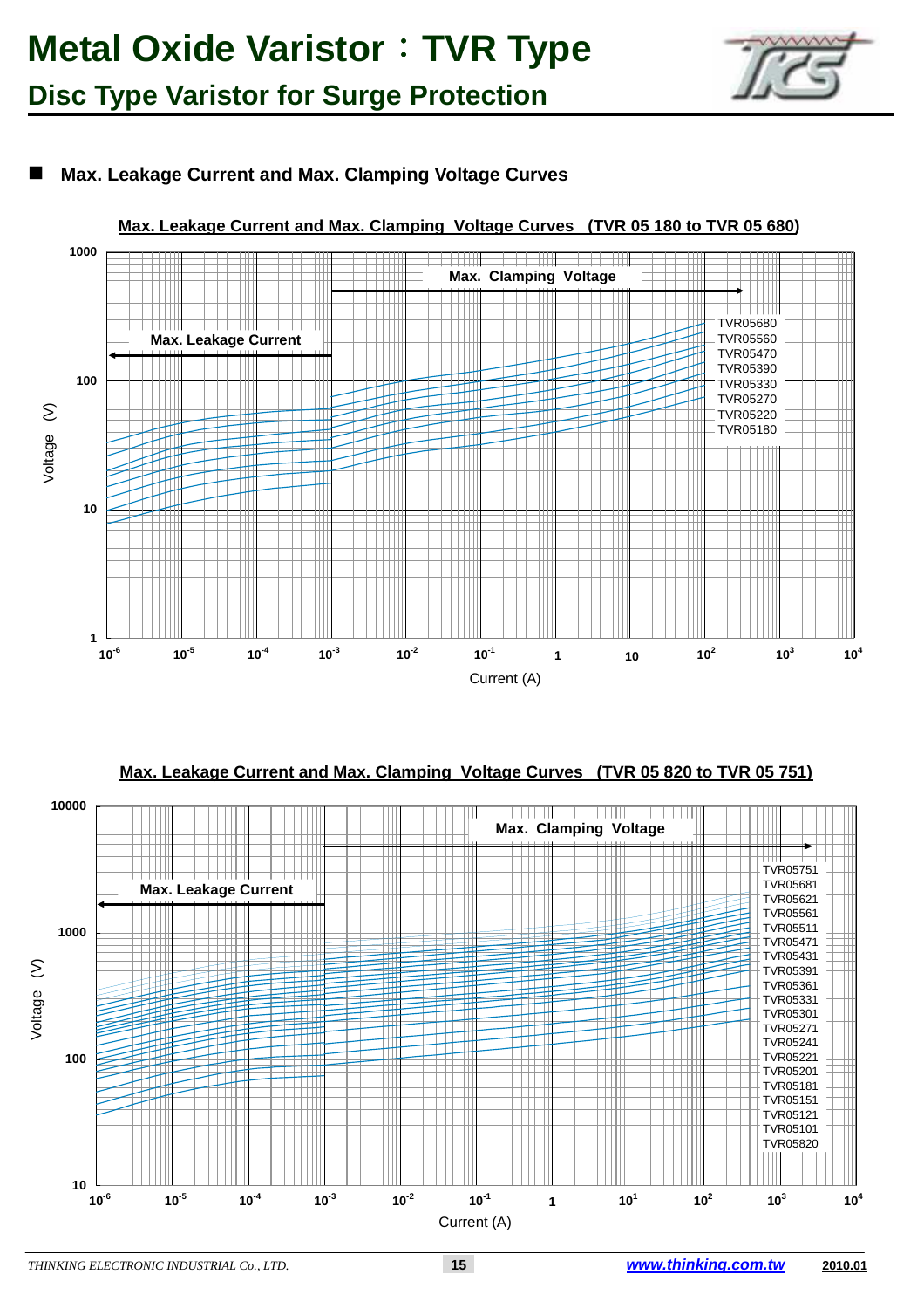# Metal Oxide Varistor：TVR Type

## Disc Type Varistor for Surge Protection

### Max. Leakage Current and Max. Clamping Voltage Curves

**Max. Leakage Current and Max. Clamping Voltage Curves (TVR 05 180 to TVR 05 680)**

Max. Clamping Voltage

Max. Leakage Current

TVR05680
TVR05560
TVR05470
TVR05390
TVR05330
TVR05270
TVR05220
TVR05180

Voltage (V)

1000
100
10
1

$10^{-6}$ $10^{-5}$ $10^{-4}$ $10^{-3}$ $10^{-2}$ $10^{-1}$ 1 10 $10^{2}$ $10^{3}$ $10^{4}$

Current (A)

**Max. Leakage Current and Max. Clamping Voltage Curves (TVR 05 820 to TVR 05 751)**

Max. Clamping Voltage

Max. Leakage Current

TVR05751
TVR05681
TVR05621
TVR05561
TVR05511
TVR05471
TVR05431
TVR05391
TVR05361
TVR05331
TVR05301
TVR05271
TVR05241
TVR05221
TVR05201
TVR05181
TVR05151
TVR05121
TVR05101
TVR05820

Voltage (V)

10000
1000
100
10

$10^{-6}$ $10^{-5}$ $10^{-4}$ $10^{-3}$ $10^{-2}$ $10^{-1}$ 1 $10^{1}$ $10^{2}$ $10^{3}$ $10^{4}$

Current (A)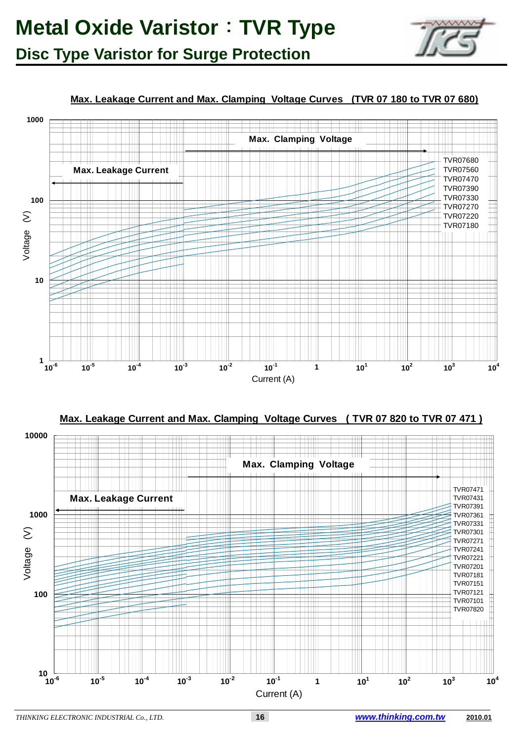# Metal Oxide Varistor：TVR Type

## Disc Type Varistor for Surge Protection

**Max. Leakage Current and Max. Clamping Voltage Curves (TVR 07 180 to TVR 07 680)**

Max. Clamping Voltage

Max. Leakage Current

TVR07680
TVR07560
TVR07470
TVR07390
TVR07330
TVR07270
TVR07220
TVR07180

Voltage (V)

1000
100
10
1

$10^{-6}$ $10^{-5}$ $10^{-4}$ $10^{-3}$ $10^{-2}$ $10^{-1}$ 1 $10^{1}$ $10^{2}$ $10^{3}$ $10^{4}$

Current (A)

**Max. Leakage Current and Max. Clamping Voltage Curves ( TVR 07 820 to TVR 07 471 )**

Max. Clamping Voltage

Max. Leakage Current

TVR07471
TVR07431
TVR07391
TVR07361
TVR07331
TVR07301
TVR07271
TVR07241
TVR07221
TVR07201
TVR07181
TVR07151
TVR07121
TVR07101
TVR07820

Voltage (V)

10000
1000
100
10

$10^{-6}$ $10^{-5}$ $10^{-4}$ $10^{-3}$ $10^{-2}$ $10^{-1}$ 1 $10^{1}$ $10^{2}$ $10^{3}$ $10^{4}$

Current (A)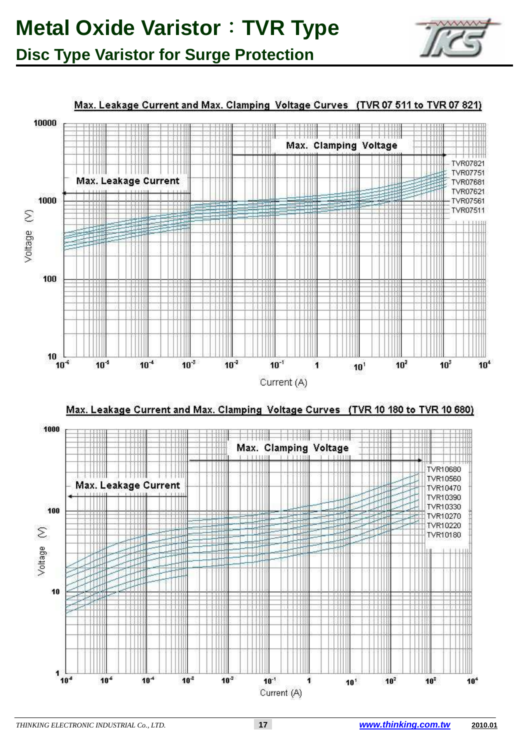# Metal Oxide Varistor：TVR Type

## Disc Type Varistor for Surge Protection

Max. Leakage Current and Max. Clamping Voltage Curves (TVR 07 511 to TVR 07 821)

Max. Clamping Voltage

Max. Leakage Current

TVR07821
TVR07751
TVR07681
TVR07621
TVR07561
TVR07511

Voltage (V)

10000
1000
100
10

$10^{-6}$ $10^{-5}$ $10^{-4}$ $10^{-3}$ $10^{-2}$ $10^{-1}$ 1 $10^{1}$ $10^{2}$ $10^{3}$ $10^{4}$

Current (A)

Max. Leakage Current and Max. Clamping Voltage Curves (TVR 10 180 to TVR 10 680)

Max. Clamping Voltage

Max. Leakage Current

TVR10680
TVR10560
TVR10470
TVR10390
TVR10330
TVR10270
TVR10220
TVR10180

Voltage (V)

1000
100
10
1

$10^{-6}$ $10^{-5}$ $10^{-4}$ $10^{-3}$ $10^{-2}$ $10^{-1}$ 1 $10^{1}$ $10^{2}$ $10^{3}$ $10^{4}$

Current (A)

THINKING ELECTRONIC INDUSTRIAL Co., LTD. www.thinking.com.tw 2010.01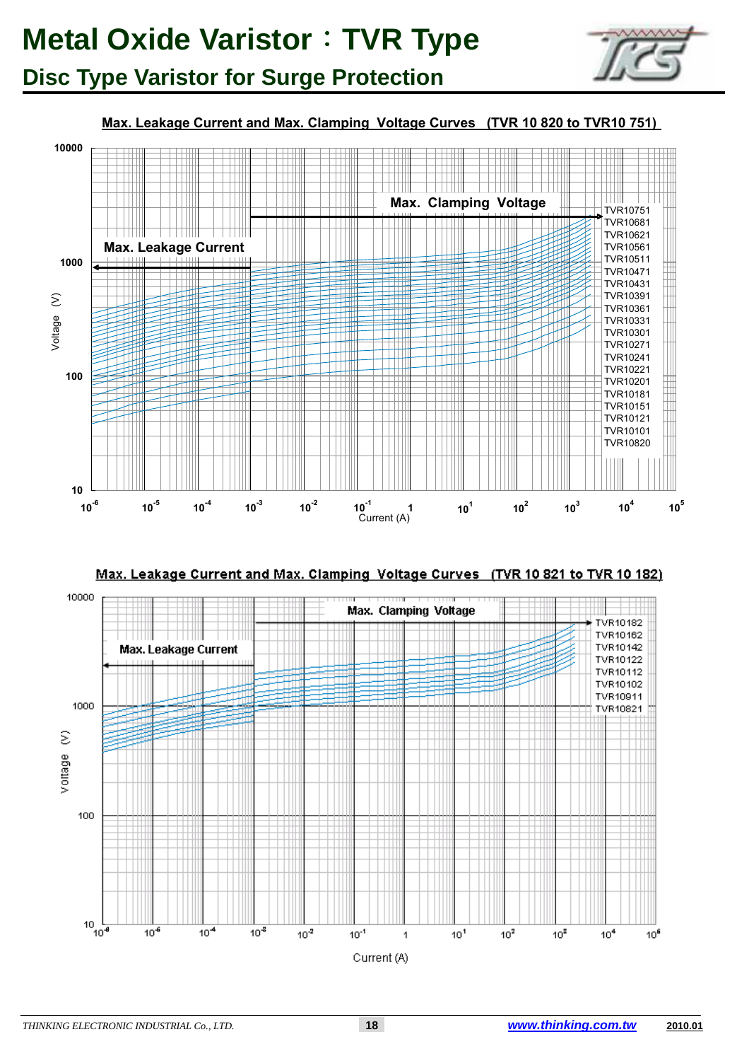# Metal Oxide Varistor：TVR Type

## Disc Type Varistor for Surge Protection

**Max. Leakage Current and Max. Clamping Voltage Curves (TVR 10 820 to TVR10 751)**

Max. Clamping Voltage

Max. Leakage Current

Voltage (V)

10000
1000
100
10

$10^{-6}$ $10^{-5}$ $10^{-4}$ $10^{-3}$ $10^{-2}$ $10^{-1}$ 1 $10^{1}$ $10^{2}$ $10^{3}$ $10^{4}$ $10^{5}$

Current (A)

TVR10751
TVR10681
TVR10621
TVR10561
TVR10511
TVR10471
TVR10431
TVR10391
TVR10361
TVR10331
TVR10301
TVR10271
TVR10241
TVR10221
TVR10201
TVR10181
TVR10151
TVR10121
TVR10101
TVR10820

**Max. Leakage Current and Max. Clamping Voltage Curves (TVR 10 821 to TVR 10 182)**

Max. Clamping Voltage

Max. Leakage Current

Voltage (V)

10000
1000
100
10

$10^{-6}$ $10^{-5}$ $10^{-4}$ $10^{-3}$ $10^{-2}$ $10^{-1}$ 1 $10^{1}$ $10^{2}$ $10^{3}$ $10^{4}$ $10^{5}$

Current (A)

TVR10182
TVR10162
TVR10142
TVR10122
TVR10112
TVR10102
TVR10911
TVR10821

*THINKING ELECTRONIC INDUSTRIAL Co., LTD.*

www.thinking.com.tw

2010.01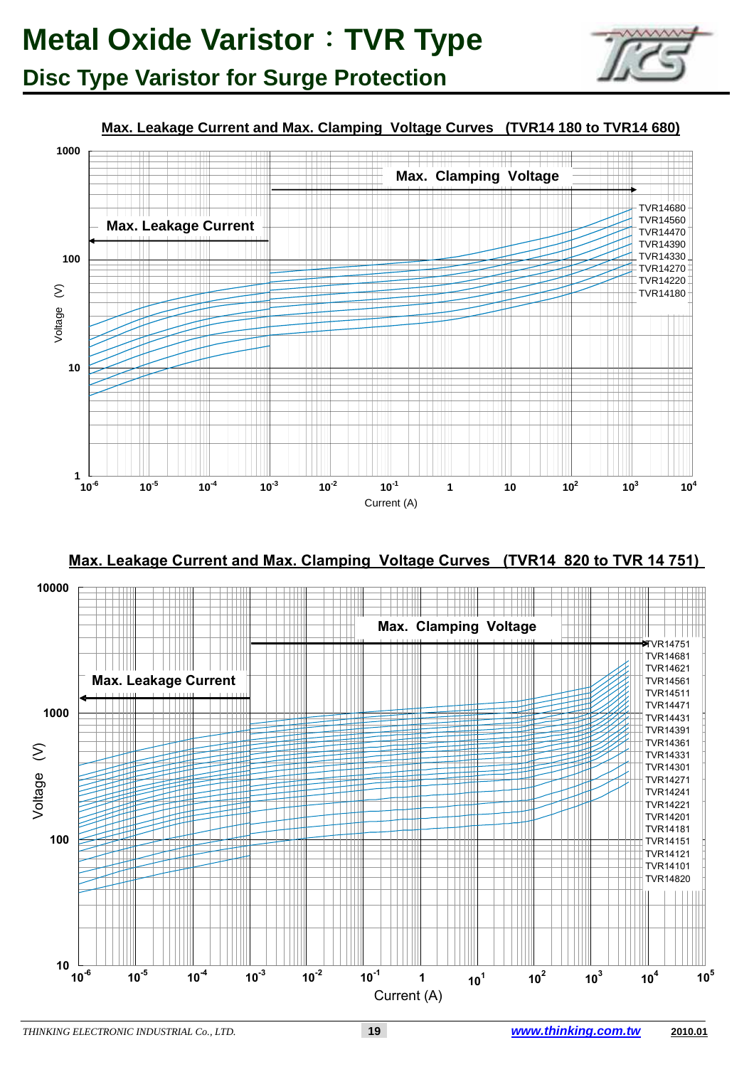# Metal Oxide Varistor：TVR Type

## Disc Type Varistor for Surge Protection

**Max. Leakage Current and Max. Clamping Voltage Curves (TVR14 180 to TVR14 680)**

Max. Clamping Voltage

Max. Leakage Current

Voltage (V)

1000
100
10
1

$10^{-6}$ $10^{-5}$ $10^{-4}$ $10^{-3}$ $10^{-2}$ $10^{-1}$ 1 10 $10^{2}$ $10^{3}$ $10^{4}$

Current (A)

TVR14680
TVR14560
TVR14470
TVR14390
TVR14330
TVR14270
TVR14220
TVR14180

**Max. Leakage Current and Max. Clamping Voltage Curves (TVR14 820 to TVR 14 751)**

Max. Clamping Voltage

Max. Leakage Current

Voltage (V)

10000
1000
100
10

$10^{-6}$ $10^{-5}$ $10^{-4}$ $10^{-3}$ $10^{-2}$ $10^{-1}$ 1 $10^{1}$ $10^{2}$ $10^{3}$ $10^{4}$ $10^{5}$

Current (A)

TVR14751
TVR14681
TVR14621
TVR14561
TVR14511
TVR14471
TVR14431
TVR14391
TVR14361
TVR14331
TVR14301
TVR14271
TVR14241
TVR14221
TVR14201
TVR14181
TVR14151
TVR14121
TVR14101
TVR14820

*THINKING ELECTRONIC INDUSTRIAL Co., LTD.* www.thinking.com.tw 2010.01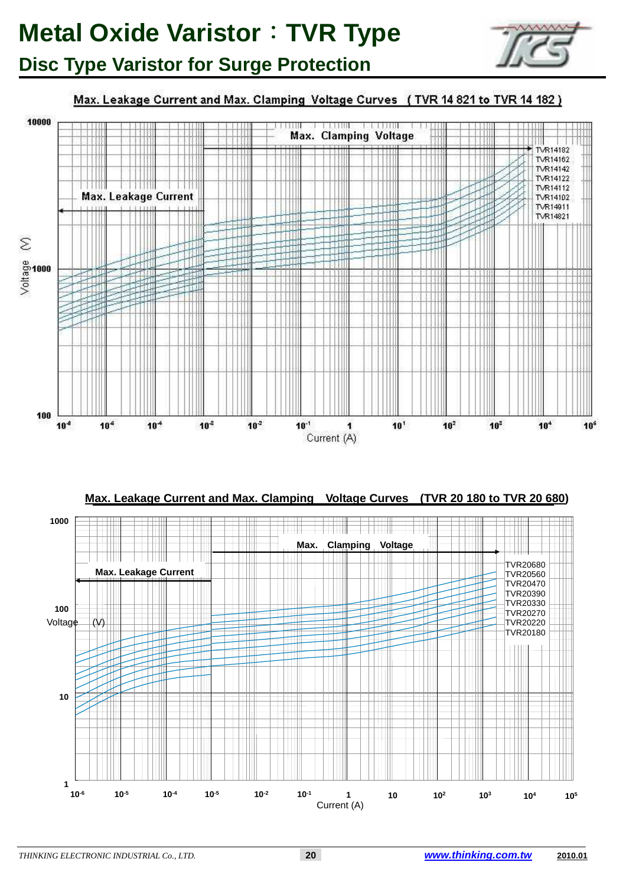# Metal Oxide Varistor：TVR Type

## Disc Type Varistor for Surge Protection

Max. Leakage Current and Max. Clamping Voltage Curves ( TVR 14 821 to TVR 14 182 )

Max. Clamping Voltage

Max. Leakage Current

TVR14182
TVR14162
TVR14142
TVR14122
TVR14112
TVR14102
TVR14911
TVR14821

Voltage (V)

10000
1000
100

$10^{-8}$ $10^{-6}$ $10^{-4}$ $10^{-3}$ $10^{-2}$ $10^{-1}$ 1 $10^{1}$ $10^{2}$ $10^{3}$ $10^{4}$ $10^{5}$

Current (A)

Max. Leakage Current and Max. Clamping Voltage Curves (TVR 20 180 to TVR 20 680)

Max. Clamping Voltage

Max. Leakage Current

TVR20680
TVR20560
TVR20470
TVR20390
TVR20330
TVR20270
TVR20220
TVR20180

Voltage (V)

1000
100
10
1

$10^{-6}$ $10^{-5}$ $10^{-4}$ $10^{-5}$ $10^{-2}$ $10^{-1}$ 1 10 $10^{2}$ $10^{3}$ $10^{4}$ $10^{5}$

Current (A)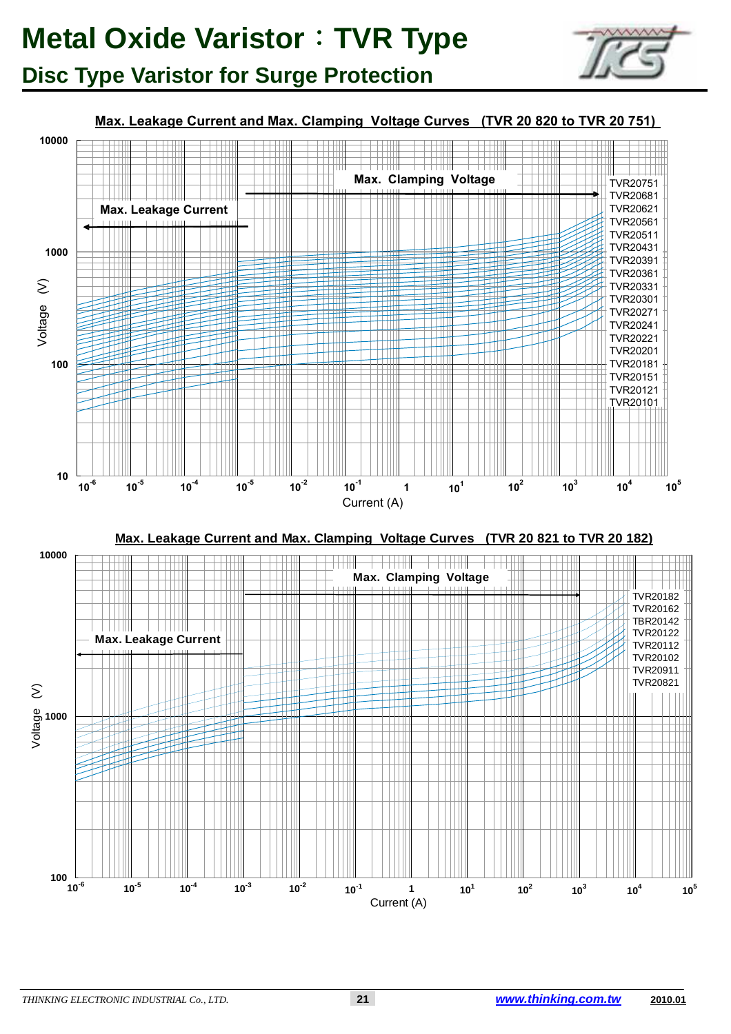# Metal Oxide Varistor：TVR Type

## Disc Type Varistor for Surge Protection

**Max. Leakage Current and Max. Clamping Voltage Curves (TVR 20 820 to TVR 20 751)**

Max. Clamping Voltage

Max. Leakage Current

TVR20751
TVR20681
TVR20621
TVR20561
TVR20511
TVR20431
TVR20391
TVR20361
TVR20331
TVR20301
TVR20271
TVR20241
TVR20221
TVR20201
TVR20181
TVR20151
TVR20121
TVR20101

Voltage (V)

10000
1000
100
10

$10^{-6}$ $10^{-5}$ $10^{-4}$ $10^{-5}$ $10^{-2}$ $10^{-1}$ 1 $10^{1}$ $10^{2}$ $10^{3}$ $10^{4}$ $10^{5}$

Current (A)

**Max. Leakage Current and Max. Clamping Voltage Curves (TVR 20 821 to TVR 20 182)**

Max. Clamping Voltage

Max. Leakage Current

TVR20182
TVR20162
TBR20142
TVR20122
TVR20112
TVR20102
TVR20911
TVR20821

Voltage (V)

10000
1000
100

$10^{-6}$ $10^{-5}$ $10^{-4}$ $10^{-3}$ $10^{-2}$ $10^{-1}$ 1 $10^{1}$ $10^{2}$ $10^{3}$ $10^{4}$ $10^{5}$

Current (A)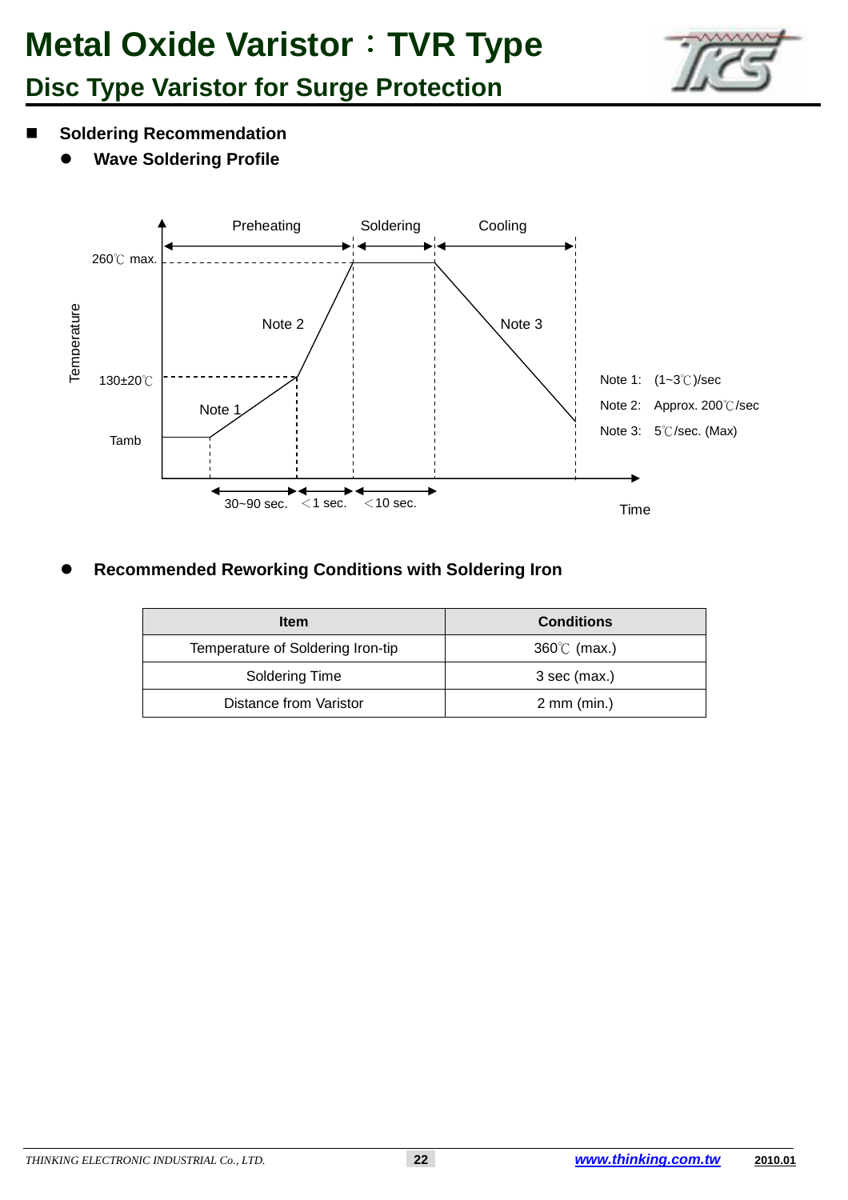# Metal Oxide Varistor：TVR Type

## Disc Type Varistor for Surge Protection

- **Soldering Recommendation**
  - **Wave Soldering Profile**

Preheating
Soldering
Cooling
260℃ max.
Temperature
Note 2
Note 3
130±20℃
Note 1
Tamb
30~90 sec.
＜1 sec.
＜10 sec.
Time

Note 1: (1~3℃)/sec
Note 2: Approx. 200℃/sec
Note 3: 5℃/sec. (Max)

- **Recommended Reworking Conditions with Soldering Iron**

| Item | Conditions |
|---|---|
| Temperature of Soldering Iron-tip | 360℃ (max.) |
| Soldering Time | 3 sec (max.) |
| Distance from Varistor | 2 mm (min.) |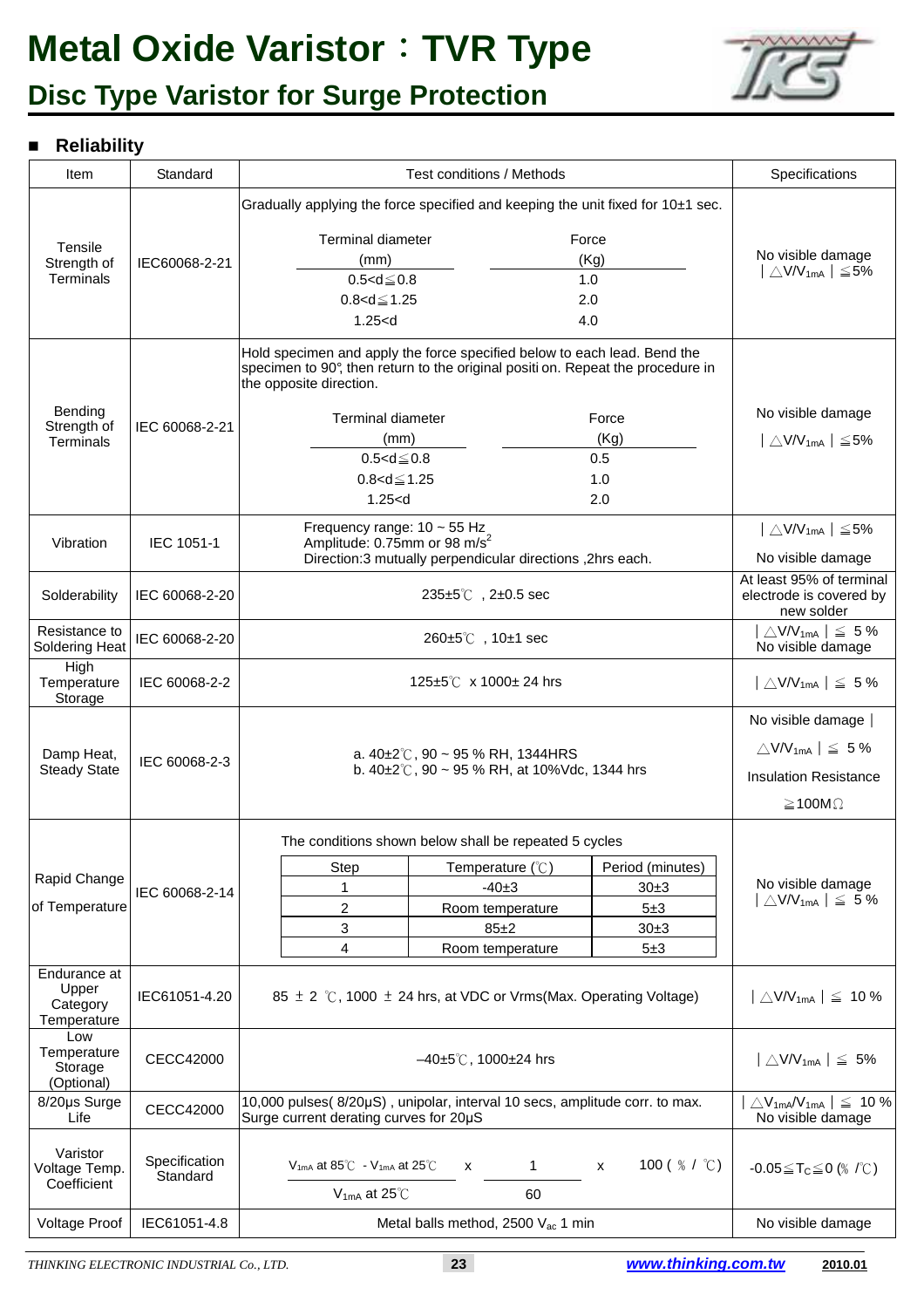# Metal Oxide Varistor：TVR Type

## Disc Type Varistor for Surge Protection

### ■ Reliability

| Item | Standard | Test conditions / Methods | Specifications |
|---|---|---|---|
| Tensile Strength of Terminals | IEC60068-2-21 | Gradually applying the force specified and keeping the unit fixed for 10±1 sec.<br>Terminal diameter (mm) / Force (Kg)<br>0.5<d≦0.8 / 1.0<br>0.8<d≦1.25 / 2.0<br>1.25<d / 4.0 | No visible damage<br>$\vert \triangle V/V_{1mA} \vert \leqq 5\%$ |
| Bending Strength of Terminals | IEC 60068-2-21 | Hold specimen and apply the force specified below to each lead. Bend the specimen to 90°, then return to the original position. Repeat the procedure in the opposite direction.<br>Terminal diameter (mm) / Force (Kg)<br>0.5<d≦0.8 / 0.5<br>0.8<d≦1.25 / 1.0<br>1.25<d / 2.0 | No visible damage<br>$\vert \triangle V/V_{1mA} \vert \leqq 5\%$ |
| Vibration | IEC 1051-1 | Frequency range: 10 ~ 55 Hz<br>Amplitude: 0.75mm or 98 $m/s^2$<br>Direction:3 mutually perpendicular directions ,2hrs each. | $\vert \triangle V/V_{1mA} \vert \leqq 5\%$<br>No visible damage |
| Solderability | IEC 60068-2-20 | 235±5℃ , 2±0.5 sec | At least 95% of terminal electrode is covered by new solder |
| Resistance to Soldering Heat | IEC 60068-2-20 | 260±5℃ , 10±1 sec | $\vert \triangle V/V_{1mA} \vert \leqq 5\%$<br>No visible damage |
| High Temperature Storage | IEC 60068-2-2 | 125±5℃ x 1000± 24 hrs | $\vert \triangle V/V_{1mA} \vert \leqq 5\%$ |
| Damp Heat, Steady State | IEC 60068-2-3 | a. 40±2℃, 90 ~ 95 % RH, 1344HRS<br>b. 40±2℃, 90 ~ 95 % RH, at 10%Vdc, 1344 hrs | No visible damage<br>$\vert \triangle V/V_{1mA} \vert \leqq 5\%$<br>Insulation Resistance ≧100MΩ |
| Rapid Change of Temperature | IEC 60068-2-14 | The conditions shown below shall be repeated 5 cycles<br>Step / Temperature (℃) / Period (minutes)<br>1 / -40±3 / 30±3<br>2 / Room temperature / 5±3<br>3 / 85±2 / 30±3<br>4 / Room temperature / 5±3 | No visible damage<br>$\vert \triangle V/V_{1mA} \vert \leqq 5\%$ |
| Endurance at Upper Category Temperature | IEC61051-4.20 | 85 ± 2 ℃, 1000 ± 24 hrs, at VDC or Vrms(Max. Operating Voltage) | $\vert \triangle V/V_{1mA} \vert \leqq 10\%$ |
| Low Temperature Storage (Optional) | CECC42000 | –40±5℃, 1000±24 hrs | $\vert \triangle V/V_{1mA} \vert \leqq 5\%$ |
| 8/20μs Surge Life | CECC42000 | 10,000 pulses( 8/20μS) , unipolar, interval 10 secs, amplitude corr. to max. Surge current derating curves for 20μS | $\vert \triangle V_{1mA}/V_{1mA} \vert \leqq 10\%$<br>No visible damage |
| Varistor Voltage Temp. Coefficient | Specification Standard | $\frac{V_{1mA} \text{ at } 85℃ - V_{1mA} \text{ at } 25℃}{V_{1mA} \text{ at } 25℃} \times \frac{1}{60} \times 100\ (\%\ /\ ℃)$ | $-0.05 \leqq T_C \leqq 0$ (% /℃) |
| Voltage Proof | IEC61051-4.8 | Metal balls method, 2500 $V_{ac}$ 1 min | No visible damage |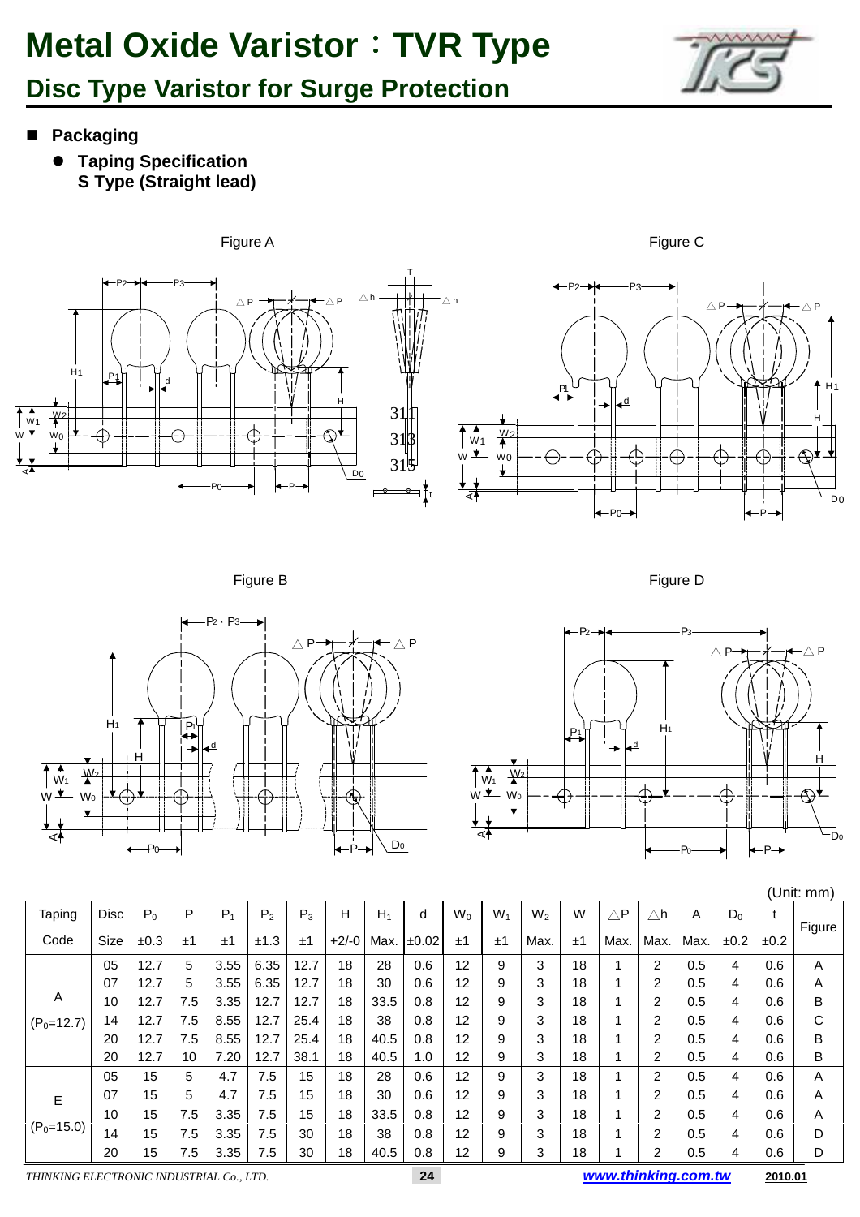# Metal Oxide Varistor：TVR Type

## Disc Type Varistor for Surge Protection

- **Packaging**
  - **Taping Specification**
    **S Type (Straight lead)**

Figure A

Figure C

Figure B

Figure D

(Unit: mm)

| Taping Code | Disc Size | $P_0$ ±0.3 | P ±1 | $P_1$ ±1 | $P_2$ ±1.3 | $P_3$ ±1 | H +2/-0 | $H_1$ Max. | d ±0.02 | $W_0$ ±1 | $W_1$ ±1 | $W_2$ Max. | W ±1 | △P Max. | △h Max. | A Max. | $D_0$ ±0.2 | t ±0.2 | Figure |
|---|---|---|---|---|---|---|---|---|---|---|---|---|---|---|---|---|---|---|---|
| A ($P_0$=12.7) | 05 | 12.7 | 5 | 3.55 | 6.35 | 12.7 | 18 | 28 | 0.6 | 12 | 9 | 3 | 18 | 1 | 2 | 0.5 | 4 | 0.6 | A |
| | 07 | 12.7 | 5 | 3.55 | 6.35 | 12.7 | 18 | 30 | 0.6 | 12 | 9 | 3 | 18 | 1 | 2 | 0.5 | 4 | 0.6 | A |
| | 10 | 12.7 | 7.5 | 3.35 | 12.7 | 12.7 | 18 | 33.5 | 0.8 | 12 | 9 | 3 | 18 | 1 | 2 | 0.5 | 4 | 0.6 | B |
| | 14 | 12.7 | 7.5 | 8.55 | 12.7 | 25.4 | 18 | 38 | 0.8 | 12 | 9 | 3 | 18 | 1 | 2 | 0.5 | 4 | 0.6 | C |
| | 20 | 12.7 | 7.5 | 8.55 | 12.7 | 25.4 | 18 | 40.5 | 0.8 | 12 | 9 | 3 | 18 | 1 | 2 | 0.5 | 4 | 0.6 | B |
| | 20 | 12.7 | 10 | 7.20 | 12.7 | 38.1 | 18 | 40.5 | 1.0 | 12 | 9 | 3 | 18 | 1 | 2 | 0.5 | 4 | 0.6 | B |
| E ($P_0$=15.0) | 05 | 15 | 5 | 4.7 | 7.5 | 15 | 18 | 28 | 0.6 | 12 | 9 | 3 | 18 | 1 | 2 | 0.5 | 4 | 0.6 | A |
| | 07 | 15 | 5 | 4.7 | 7.5 | 15 | 18 | 30 | 0.6 | 12 | 9 | 3 | 18 | 1 | 2 | 0.5 | 4 | 0.6 | A |
| | 10 | 15 | 7.5 | 3.35 | 7.5 | 15 | 18 | 33.5 | 0.8 | 12 | 9 | 3 | 18 | 1 | 2 | 0.5 | 4 | 0.6 | A |
| | 14 | 15 | 7.5 | 3.35 | 7.5 | 30 | 18 | 38 | 0.8 | 12 | 9 | 3 | 18 | 1 | 2 | 0.5 | 4 | 0.6 | D |
| | 20 | 15 | 7.5 | 3.35 | 7.5 | 30 | 18 | 40.5 | 0.8 | 12 | 9 | 3 | 18 | 1 | 2 | 0.5 | 4 | 0.6 | D |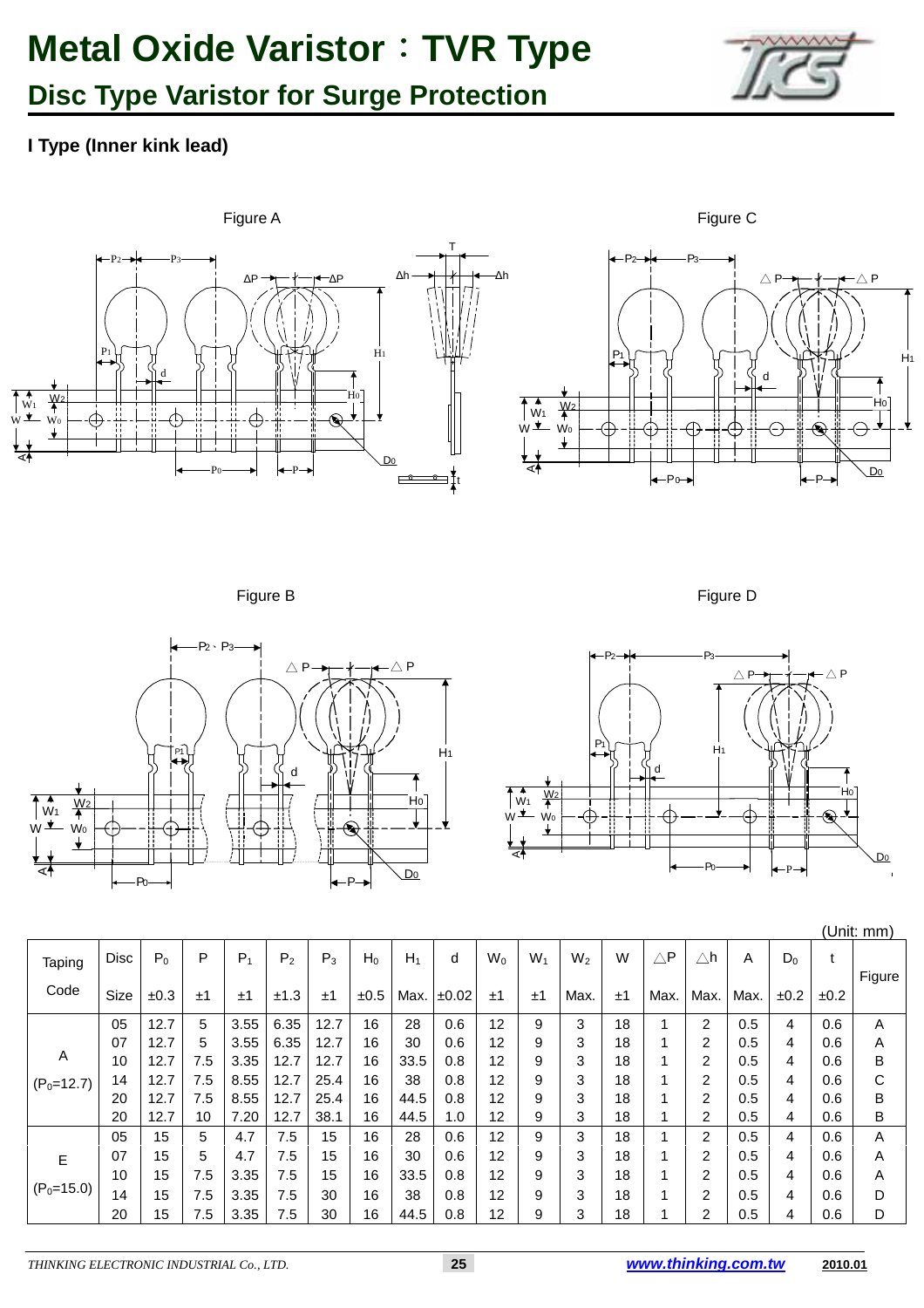# Metal Oxide Varistor：TVR Type

## Disc Type Varistor for Surge Protection

### I Type (Inner kink lead)

Figure A

Figure C

Figure B

Figure D

(Unit: mm)

| Taping Code | Disc Size | $P_0$ ±0.3 | P ±1 | $P_1$ ±1 | $P_2$ ±1.3 | $P_3$ ±1 | $H_0$ ±0.5 | $H_1$ Max. | d ±0.02 | $W_0$ ±1 | $W_1$ ±1 | $W_2$ Max. | W ±1 | △P Max. | △h Max. | A Max. | $D_0$ ±0.2 | t ±0.2 | Figure |
|---|---|---|---|---|---|---|---|---|---|---|---|---|---|---|---|---|---|---|---|
| A ($P_0$=12.7) | 05 | 12.7 | 5 | 3.55 | 6.35 | 12.7 | 16 | 28 | 0.6 | 12 | 9 | 3 | 18 | 1 | 2 | 0.5 | 4 | 0.6 | A |
| | 07 | 12.7 | 5 | 3.55 | 6.35 | 12.7 | 16 | 30 | 0.6 | 12 | 9 | 3 | 18 | 1 | 2 | 0.5 | 4 | 0.6 | A |
| | 10 | 12.7 | 7.5 | 3.35 | 12.7 | 12.7 | 16 | 33.5 | 0.8 | 12 | 9 | 3 | 18 | 1 | 2 | 0.5 | 4 | 0.6 | B |
| | 14 | 12.7 | 7.5 | 8.55 | 12.7 | 25.4 | 16 | 38 | 0.8 | 12 | 9 | 3 | 18 | 1 | 2 | 0.5 | 4 | 0.6 | C |
| | 20 | 12.7 | 7.5 | 8.55 | 12.7 | 25.4 | 16 | 44.5 | 0.8 | 12 | 9 | 3 | 18 | 1 | 2 | 0.5 | 4 | 0.6 | B |
| | 20 | 12.7 | 10 | 7.20 | 12.7 | 38.1 | 16 | 44.5 | 1.0 | 12 | 9 | 3 | 18 | 1 | 2 | 0.5 | 4 | 0.6 | B |
| E ($P_0$=15.0) | 05 | 15 | 5 | 4.7 | 7.5 | 15 | 16 | 28 | 0.6 | 12 | 9 | 3 | 18 | 1 | 2 | 0.5 | 4 | 0.6 | A |
| | 07 | 15 | 5 | 4.7 | 7.5 | 15 | 16 | 30 | 0.6 | 12 | 9 | 3 | 18 | 1 | 2 | 0.5 | 4 | 0.6 | A |
| | 10 | 15 | 7.5 | 3.35 | 7.5 | 15 | 16 | 33.5 | 0.8 | 12 | 9 | 3 | 18 | 1 | 2 | 0.5 | 4 | 0.6 | A |
| | 14 | 15 | 7.5 | 3.35 | 7.5 | 30 | 16 | 38 | 0.8 | 12 | 9 | 3 | 18 | 1 | 2 | 0.5 | 4 | 0.6 | D |
| | 20 | 15 | 7.5 | 3.35 | 7.5 | 30 | 16 | 44.5 | 0.8 | 12 | 9 | 3 | 18 | 1 | 2 | 0.5 | 4 | 0.6 | D |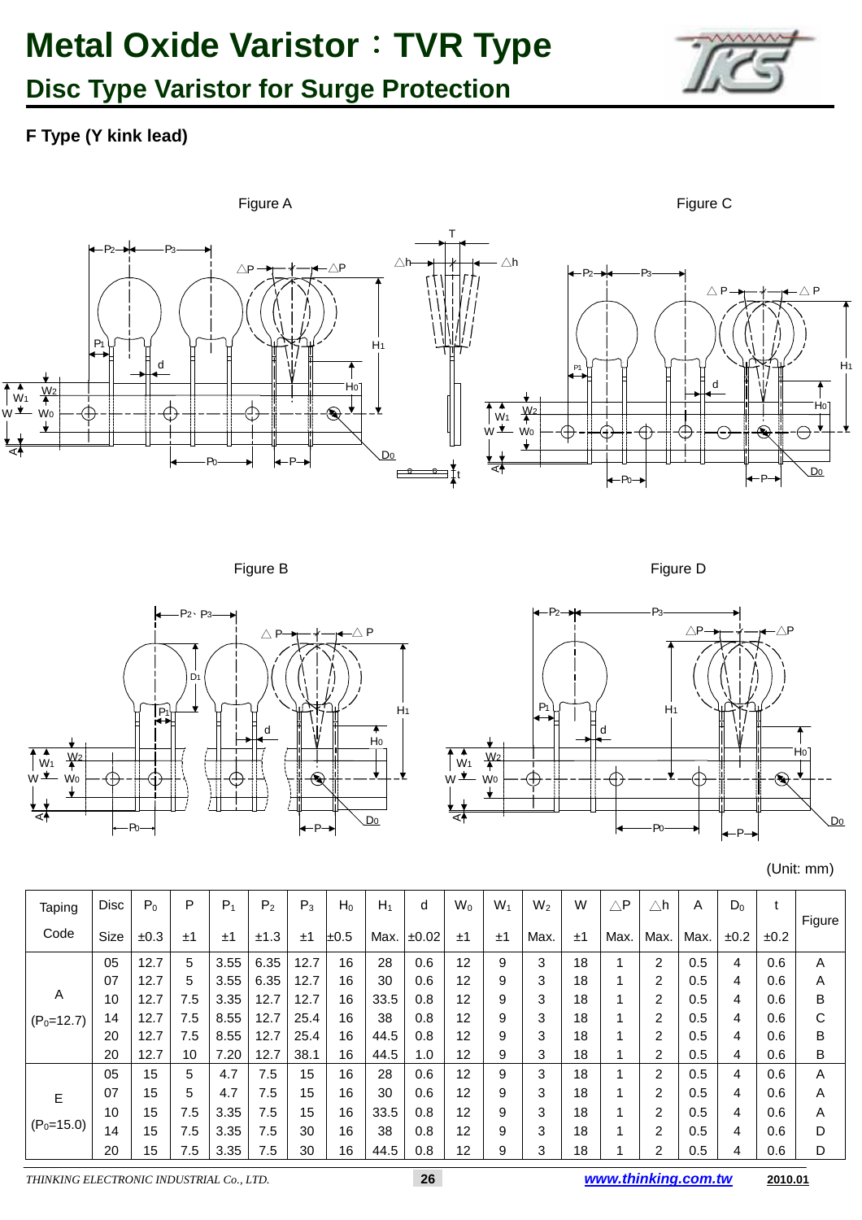# Metal Oxide Varistor：TVR Type

## Disc Type Varistor for Surge Protection

### F Type (Y kink lead)

Figure A

Figure C

Figure B

Figure D

(Unit: mm)

| Taping Code | Disc Size | $P_0$ ±0.3 | P ±1 | $P_1$ ±1 | $P_2$ ±1.3 | $P_3$ ±1 | $H_0$ ±0.5 | $H_1$ Max. | d ±0.02 | $W_0$ ±1 | $W_1$ ±1 | $W_2$ Max. | W ±1 | △P Max. | △h Max. | A Max. | $D_0$ ±0.2 | t ±0.2 | Figure |
|---|---|---|---|---|---|---|---|---|---|---|---|---|---|---|---|---|---|---|---|
| A ($P_0$=12.7) | 05 | 12.7 | 5 | 3.55 | 6.35 | 12.7 | 16 | 28 | 0.6 | 12 | 9 | 3 | 18 | 1 | 2 | 0.5 | 4 | 0.6 | A |
| | 07 | 12.7 | 5 | 3.55 | 6.35 | 12.7 | 16 | 30 | 0.6 | 12 | 9 | 3 | 18 | 1 | 2 | 0.5 | 4 | 0.6 | A |
| | 10 | 12.7 | 7.5 | 3.35 | 12.7 | 12.7 | 16 | 33.5 | 0.8 | 12 | 9 | 3 | 18 | 1 | 2 | 0.5 | 4 | 0.6 | B |
| | 14 | 12.7 | 7.5 | 8.55 | 12.7 | 25.4 | 16 | 38 | 0.8 | 12 | 9 | 3 | 18 | 1 | 2 | 0.5 | 4 | 0.6 | C |
| | 20 | 12.7 | 7.5 | 8.55 | 12.7 | 25.4 | 16 | 44.5 | 0.8 | 12 | 9 | 3 | 18 | 1 | 2 | 0.5 | 4 | 0.6 | B |
| | 20 | 12.7 | 10 | 7.20 | 12.7 | 38.1 | 16 | 44.5 | 1.0 | 12 | 9 | 3 | 18 | 1 | 2 | 0.5 | 4 | 0.6 | B |
| E ($P_0$=15.0) | 05 | 15 | 5 | 4.7 | 7.5 | 15 | 16 | 28 | 0.6 | 12 | 9 | 3 | 18 | 1 | 2 | 0.5 | 4 | 0.6 | A |
| | 07 | 15 | 5 | 4.7 | 7.5 | 15 | 16 | 30 | 0.6 | 12 | 9 | 3 | 18 | 1 | 2 | 0.5 | 4 | 0.6 | A |
| | 10 | 15 | 7.5 | 3.35 | 7.5 | 15 | 16 | 33.5 | 0.8 | 12 | 9 | 3 | 18 | 1 | 2 | 0.5 | 4 | 0.6 | A |
| | 14 | 15 | 7.5 | 3.35 | 7.5 | 30 | 16 | 38 | 0.8 | 12 | 9 | 3 | 18 | 1 | 2 | 0.5 | 4 | 0.6 | D |
| | 20 | 15 | 7.5 | 3.35 | 7.5 | 30 | 16 | 44.5 | 0.8 | 12 | 9 | 3 | 18 | 1 | 2 | 0.5 | 4 | 0.6 | D |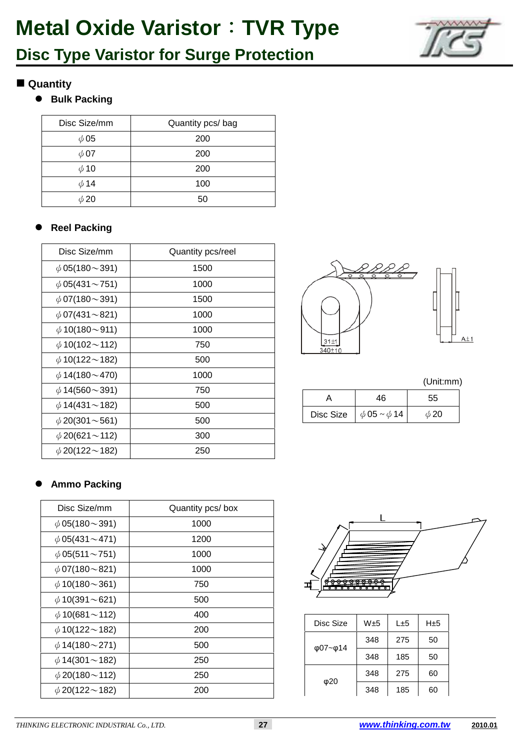# Metal Oxide Varistor：TVR Type

## Disc Type Varistor for Surge Protection

### Quantity

- **Bulk Packing**

| Disc Size/mm | Quantity pcs/ bag |
|---|---|
| φ05 | 200 |
| φ07 | 200 |
| φ10 | 200 |
| φ14 | 100 |
| φ20 | 50 |

- **Reel Packing**

| Disc Size/mm | Quantity pcs/reel |
|---|---|
| φ05(180～391) | 1500 |
| φ05(431～751) | 1000 |
| φ07(180～391) | 1500 |
| φ07(431～821) | 1000 |
| φ10(180～911) | 1000 |
| φ10(102～112) | 750 |
| φ10(122～182) | 500 |
| φ14(180～470) | 1000 |
| φ14(560～391) | 750 |
| φ14(431～182) | 500 |
| φ20(301～561) | 500 |
| φ20(621～112) | 300 |
| φ20(122～182) | 250 |

31±1

340±10

A±1

(Unit:mm)

| A | 46 | 55 |
|---|---|---|
| Disc Size | φ05 ~ φ14 | φ20 |

- **Ammo Packing**

| Disc Size/mm | Quantity pcs/ box |
|---|---|
| φ05(180～391) | 1000 |
| φ05(431～471) | 1200 |
| φ05(511～751) | 1000 |
| φ07(180～821) | 1000 |
| φ10(180～361) | 750 |
| φ10(391～621) | 500 |
| φ10(681～112) | 400 |
| φ10(122～182) | 200 |
| φ14(180～271) | 500 |
| φ14(301～182) | 250 |
| φ20(180～112) | 250 |
| φ20(122～182) | 200 |

L

W

H

| Disc Size | W±5 | L±5 | H±5 |
|---|---|---|---|
| φ07~φ14 | 348 | 275 | 50 |
| | 348 | 185 | 50 |
| φ20 | 348 | 275 | 60 |
| | 348 | 185 | 60 |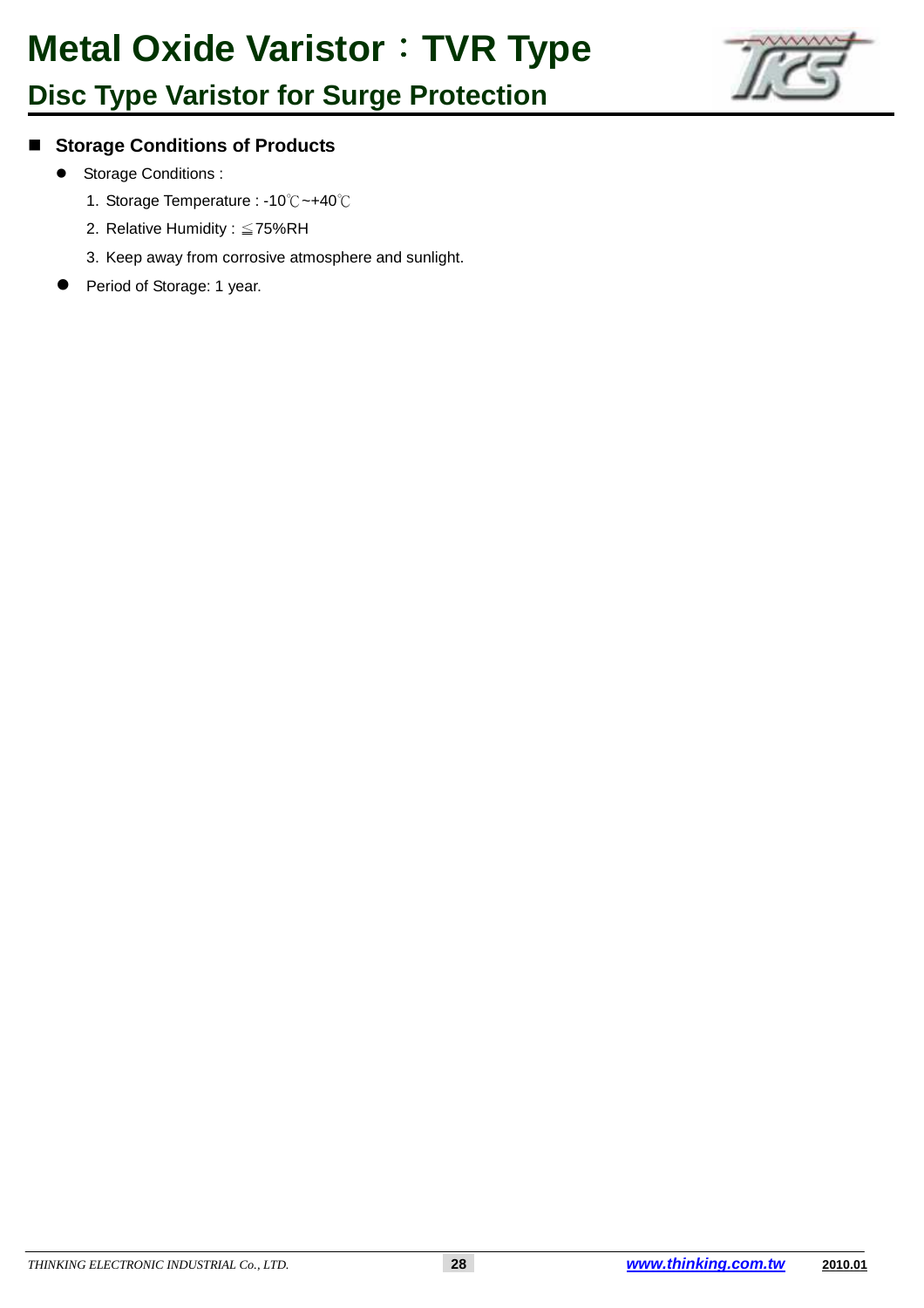# Metal Oxide Varistor：TVR Type

## Disc Type Varistor for Surge Protection

### Storage Conditions of Products

- Storage Conditions :
  1. Storage Temperature : -10℃~+40℃
  2. Relative Humidity : ≦75%RH
  3. Keep away from corrosive atmosphere and sunlight.
- Period of Storage: 1 year.